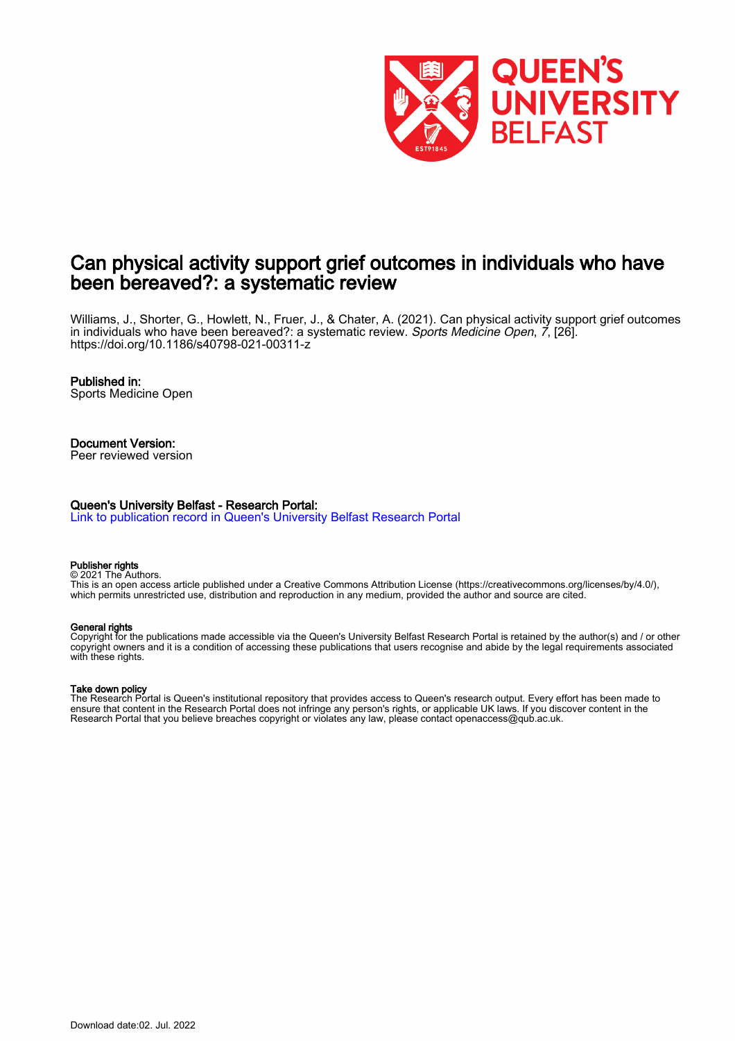# Can physical activity support grief outcomes in individuals who have been bereaved?: a systematic review

Williams, J., Shorter, G., Howlett, N., Fruer, J., & Chater, A. (2021). Can physical activity support grief outcomes in individuals who have been bereaved?: a systematic review. *Sports Medicine Open*, *7*, [26]. https://doi.org/10.1186/s40798-021-00311-z

**Published in:**
Sports Medicine Open

**Document Version:**
Peer reviewed version

**Queen's University Belfast - Research Portal:**
Link to publication record in Queen's University Belfast Research Portal

**Publisher rights**
© 2021 The Authors.
This is an open access article published under a Creative Commons Attribution License (https://creativecommons.org/licenses/by/4.0/), which permits unrestricted use, distribution and reproduction in any medium, provided the author and source are cited.

**General rights**
Copyright for the publications made accessible via the Queen's University Belfast Research Portal is retained by the author(s) and / or other copyright owners and it is a condition of accessing these publications that users recognise and abide by the legal requirements associated with these rights.

**Take down policy**
The Research Portal is Queen's institutional repository that provides access to Queen's research output. Every effort has been made to ensure that content in the Research Portal does not infringe any person's rights, or applicable UK laws. If you discover content in the Research Portal that you believe breaches copyright or violates any law, please contact openaccess@qub.ac.uk.

Download date:02. Jul. 2022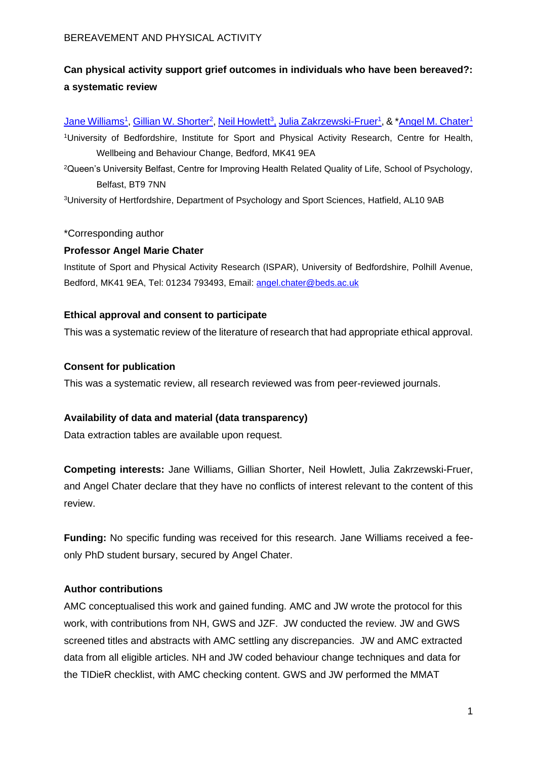# Can physical activity support grief outcomes in individuals who have been bereaved?: a systematic review

Jane Williams[1], Gillian W. Shorter[2], Neil Howlett[3], Julia Zakrzewski-Fruer[1], & *Angel M. Chater[1]

[1]University of Bedfordshire, Institute for Sport and Physical Activity Research, Centre for Health, Wellbeing and Behaviour Change, Bedford, MK41 9EA

[2]Queen's University Belfast, Centre for Improving Health Related Quality of Life, School of Psychology, Belfast, BT9 7NN

[3]University of Hertfordshire, Department of Psychology and Sport Sciences, Hatfield, AL10 9AB

*Corresponding author

**Professor Angel Marie Chater**

Institute of Sport and Physical Activity Research (ISPAR), University of Bedfordshire, Polhill Avenue, Bedford, MK41 9EA, Tel: 01234 793493, Email: angel.chater@beds.ac.uk

**Ethical approval and consent to participate**

This was a systematic review of the literature of research that had appropriate ethical approval.

**Consent for publication**

This was a systematic review, all research reviewed was from peer-reviewed journals.

**Availability of data and material (data transparency)**

Data extraction tables are available upon request.

**Competing interests:** Jane Williams, Gillian Shorter, Neil Howlett, Julia Zakrzewski-Fruer, and Angel Chater declare that they have no conflicts of interest relevant to the content of this review.

**Funding:** No specific funding was received for this research. Jane Williams received a fee-only PhD student bursary, secured by Angel Chater.

**Author contributions**

AMC conceptualised this work and gained funding. AMC and JW wrote the protocol for this work, with contributions from NH, GWS and JZF. JW conducted the review. JW and GWS screened titles and abstracts with AMC settling any discrepancies. JW and AMC extracted data from all eligible articles. NH and JW coded behaviour change techniques and data for the TIDieR checklist, with AMC checking content. GWS and JW performed the MMAT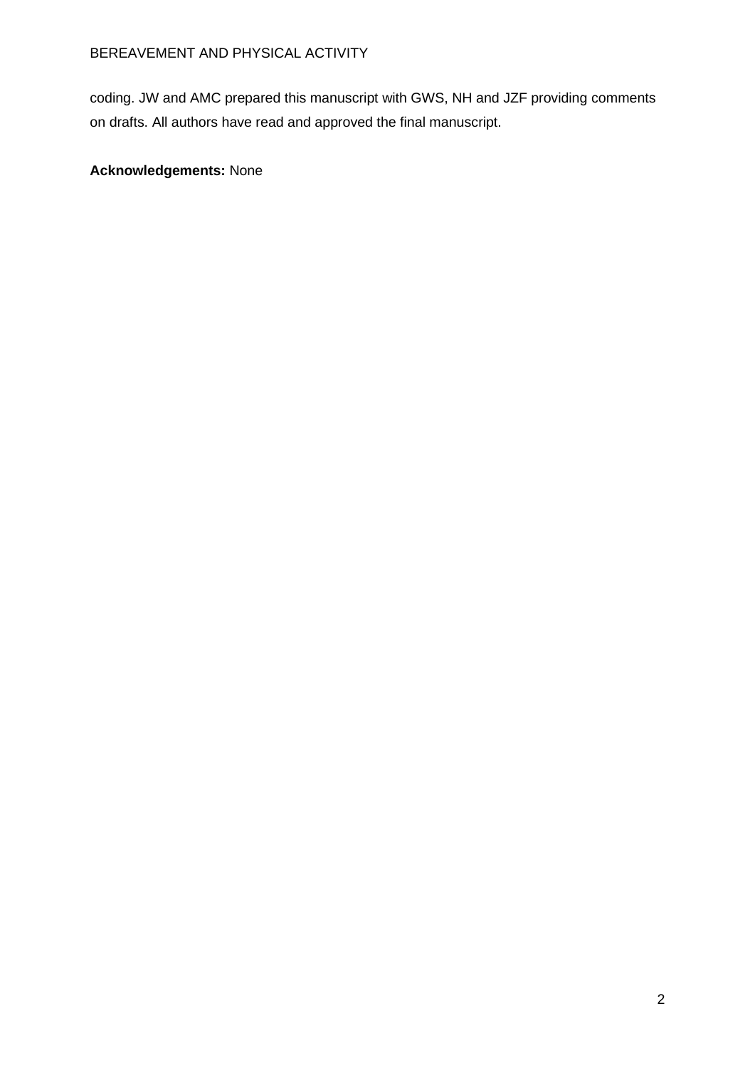coding. JW and AMC prepared this manuscript with GWS, NH and JZF providing comments on drafts. All authors have read and approved the final manuscript.

**Acknowledgements:** None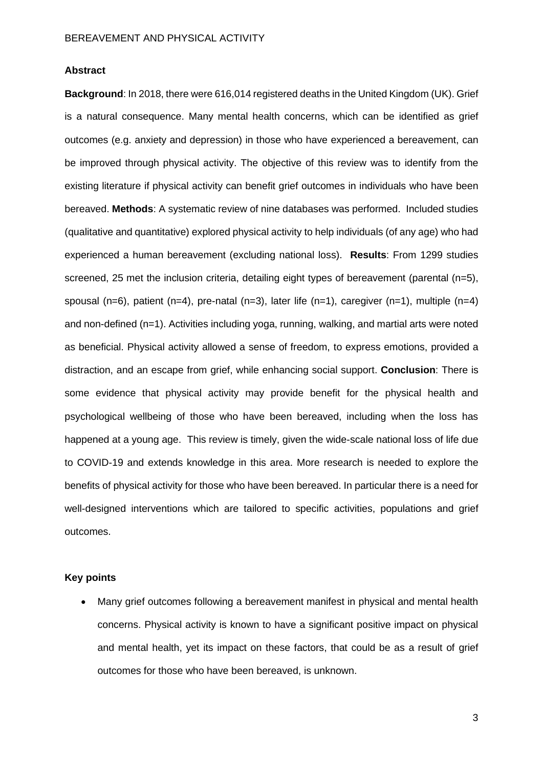## Abstract

**Background**: In 2018, there were 616,014 registered deaths in the United Kingdom (UK). Grief is a natural consequence. Many mental health concerns, which can be identified as grief outcomes (e.g. anxiety and depression) in those who have experienced a bereavement, can be improved through physical activity. The objective of this review was to identify from the existing literature if physical activity can benefit grief outcomes in individuals who have been bereaved. **Methods**: A systematic review of nine databases was performed. Included studies (qualitative and quantitative) explored physical activity to help individuals (of any age) who had experienced a human bereavement (excluding national loss). **Results**: From 1299 studies screened, 25 met the inclusion criteria, detailing eight types of bereavement (parental (n=5), spousal (n=6), patient (n=4), pre-natal (n=3), later life (n=1), caregiver (n=1), multiple (n=4) and non-defined (n=1). Activities including yoga, running, walking, and martial arts were noted as beneficial. Physical activity allowed a sense of freedom, to express emotions, provided a distraction, and an escape from grief, while enhancing social support. **Conclusion**: There is some evidence that physical activity may provide benefit for the physical health and psychological wellbeing of those who have been bereaved, including when the loss has happened at a young age. This review is timely, given the wide-scale national loss of life due to COVID-19 and extends knowledge in this area. More research is needed to explore the benefits of physical activity for those who have been bereaved. In particular there is a need for well-designed interventions which are tailored to specific activities, populations and grief outcomes.

## Key points

- Many grief outcomes following a bereavement manifest in physical and mental health concerns. Physical activity is known to have a significant positive impact on physical and mental health, yet its impact on these factors, that could be as a result of grief outcomes for those who have been bereaved, is unknown.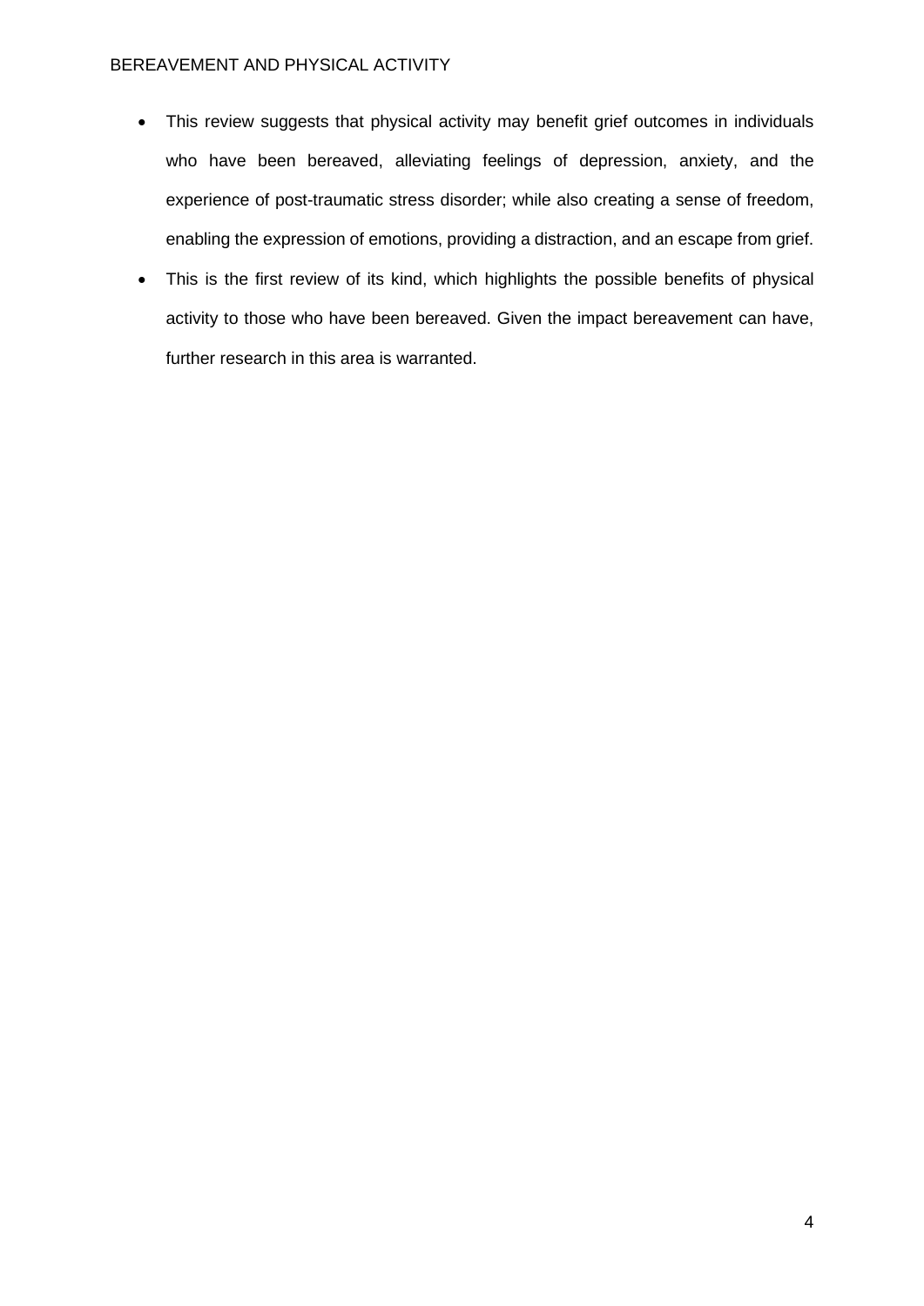- This review suggests that physical activity may benefit grief outcomes in individuals who have been bereaved, alleviating feelings of depression, anxiety, and the experience of post-traumatic stress disorder; while also creating a sense of freedom, enabling the expression of emotions, providing a distraction, and an escape from grief.
- This is the first review of its kind, which highlights the possible benefits of physical activity to those who have been bereaved. Given the impact bereavement can have, further research in this area is warranted.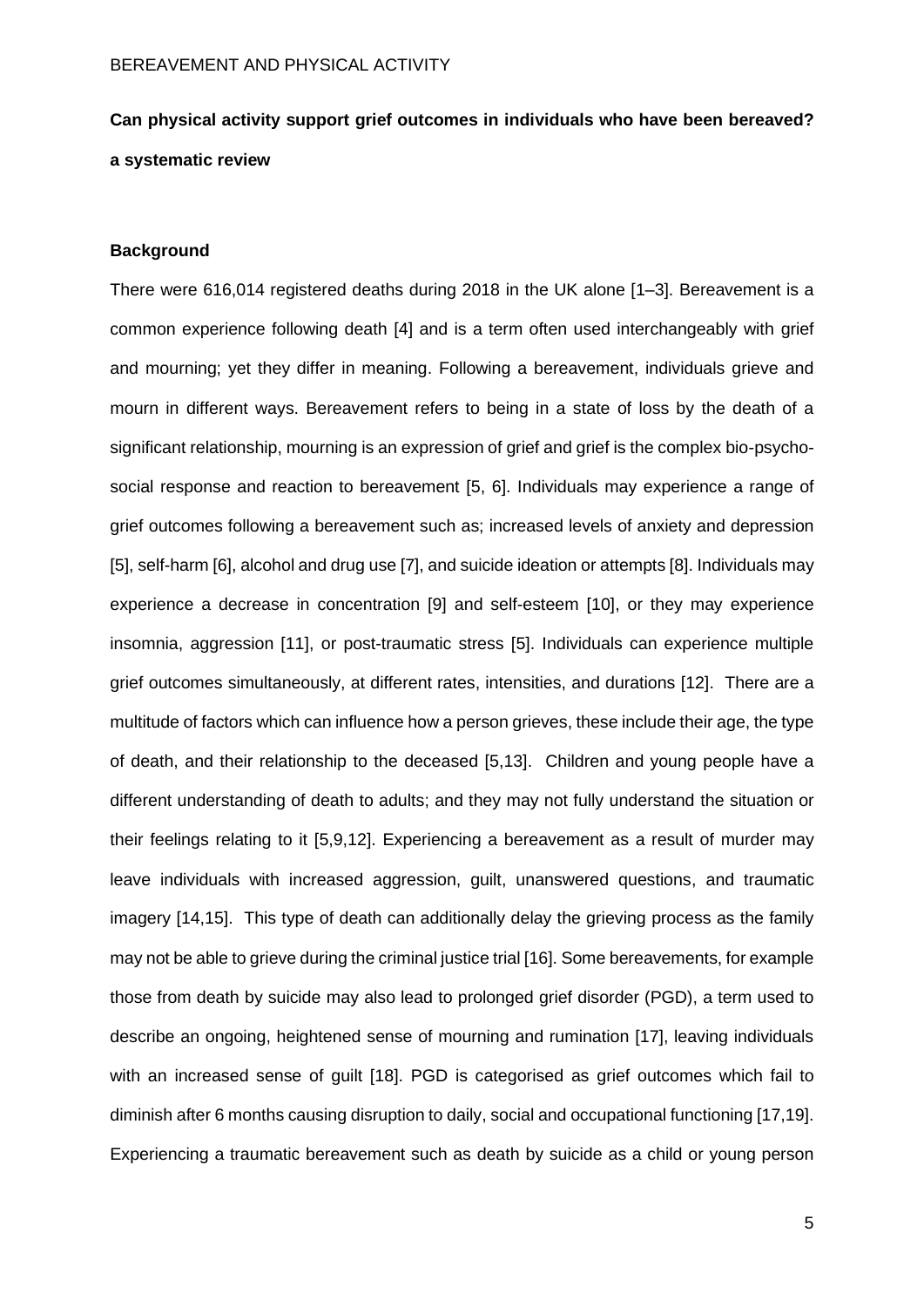**Can physical activity support grief outcomes in individuals who have been bereaved? a systematic review**

## Background

There were 616,014 registered deaths during 2018 in the UK alone [1–3]. Bereavement is a common experience following death [4] and is a term often used interchangeably with grief and mourning; yet they differ in meaning. Following a bereavement, individuals grieve and mourn in different ways. Bereavement refers to being in a state of loss by the death of a significant relationship, mourning is an expression of grief and grief is the complex bio-psycho-social response and reaction to bereavement [5, 6]. Individuals may experience a range of grief outcomes following a bereavement such as; increased levels of anxiety and depression [5], self-harm [6], alcohol and drug use [7], and suicide ideation or attempts [8]. Individuals may experience a decrease in concentration [9] and self-esteem [10], or they may experience insomnia, aggression [11], or post-traumatic stress [5]. Individuals can experience multiple grief outcomes simultaneously, at different rates, intensities, and durations [12]. There are a multitude of factors which can influence how a person grieves, these include their age, the type of death, and their relationship to the deceased [5,13]. Children and young people have a different understanding of death to adults; and they may not fully understand the situation or their feelings relating to it [5,9,12]. Experiencing a bereavement as a result of murder may leave individuals with increased aggression, guilt, unanswered questions, and traumatic imagery [14,15]. This type of death can additionally delay the grieving process as the family may not be able to grieve during the criminal justice trial [16]. Some bereavements, for example those from death by suicide may also lead to prolonged grief disorder (PGD), a term used to describe an ongoing, heightened sense of mourning and rumination [17], leaving individuals with an increased sense of guilt [18]. PGD is categorised as grief outcomes which fail to diminish after 6 months causing disruption to daily, social and occupational functioning [17,19]. Experiencing a traumatic bereavement such as death by suicide as a child or young person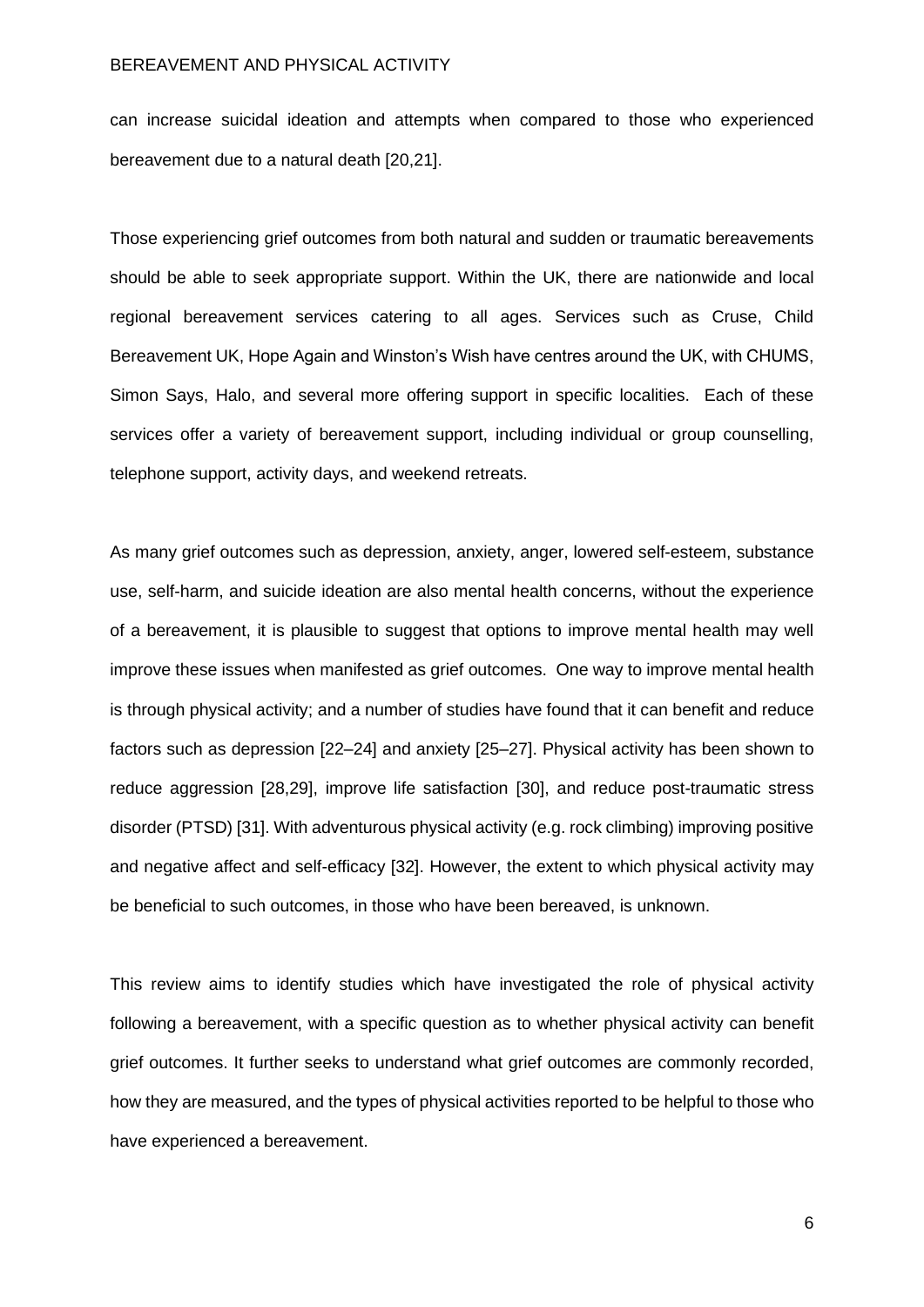can increase suicidal ideation and attempts when compared to those who experienced bereavement due to a natural death [20,21].

Those experiencing grief outcomes from both natural and sudden or traumatic bereavements should be able to seek appropriate support. Within the UK, there are nationwide and local regional bereavement services catering to all ages. Services such as Cruse, Child Bereavement UK, Hope Again and Winston's Wish have centres around the UK, with CHUMS, Simon Says, Halo, and several more offering support in specific localities. Each of these services offer a variety of bereavement support, including individual or group counselling, telephone support, activity days, and weekend retreats.

As many grief outcomes such as depression, anxiety, anger, lowered self-esteem, substance use, self-harm, and suicide ideation are also mental health concerns, without the experience of a bereavement, it is plausible to suggest that options to improve mental health may well improve these issues when manifested as grief outcomes. One way to improve mental health is through physical activity; and a number of studies have found that it can benefit and reduce factors such as depression [22–24] and anxiety [25–27]. Physical activity has been shown to reduce aggression [28,29], improve life satisfaction [30], and reduce post-traumatic stress disorder (PTSD) [31]. With adventurous physical activity (e.g. rock climbing) improving positive and negative affect and self-efficacy [32]. However, the extent to which physical activity may be beneficial to such outcomes, in those who have been bereaved, is unknown.

This review aims to identify studies which have investigated the role of physical activity following a bereavement, with a specific question as to whether physical activity can benefit grief outcomes. It further seeks to understand what grief outcomes are commonly recorded, how they are measured, and the types of physical activities reported to be helpful to those who have experienced a bereavement.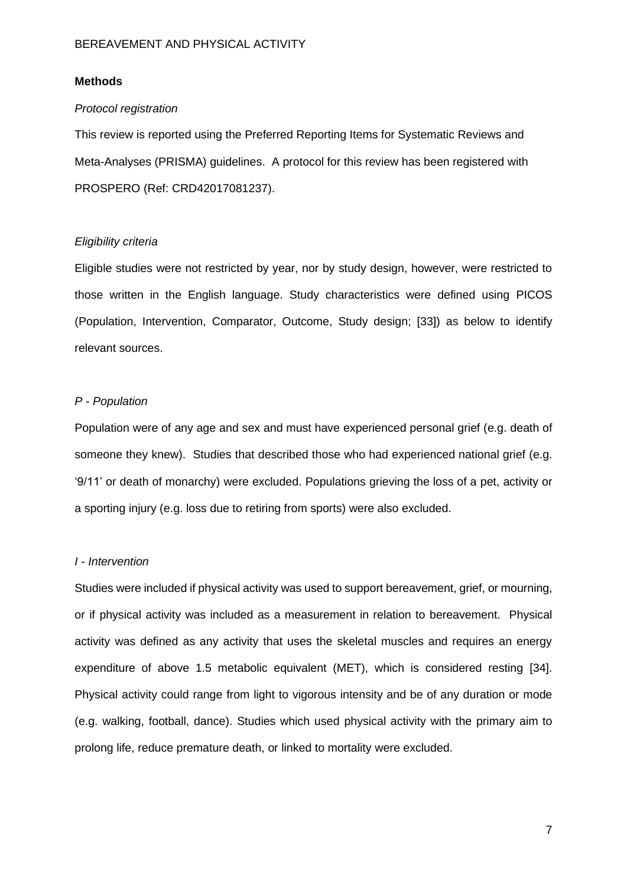## Methods

*Protocol registration*

This review is reported using the Preferred Reporting Items for Systematic Reviews and Meta-Analyses (PRISMA) guidelines. A protocol for this review has been registered with PROSPERO (Ref: CRD42017081237).

*Eligibility criteria*

Eligible studies were not restricted by year, nor by study design, however, were restricted to those written in the English language. Study characteristics were defined using PICOS (Population, Intervention, Comparator, Outcome, Study design; [33]) as below to identify relevant sources.

*P - Population*

Population were of any age and sex and must have experienced personal grief (e.g. death of someone they knew). Studies that described those who had experienced national grief (e.g. '9/11' or death of monarchy) were excluded. Populations grieving the loss of a pet, activity or a sporting injury (e.g. loss due to retiring from sports) were also excluded.

*I - Intervention*

Studies were included if physical activity was used to support bereavement, grief, or mourning, or if physical activity was included as a measurement in relation to bereavement. Physical activity was defined as any activity that uses the skeletal muscles and requires an energy expenditure of above 1.5 metabolic equivalent (MET), which is considered resting [34]. Physical activity could range from light to vigorous intensity and be of any duration or mode (e.g. walking, football, dance). Studies which used physical activity with the primary aim to prolong life, reduce premature death, or linked to mortality were excluded.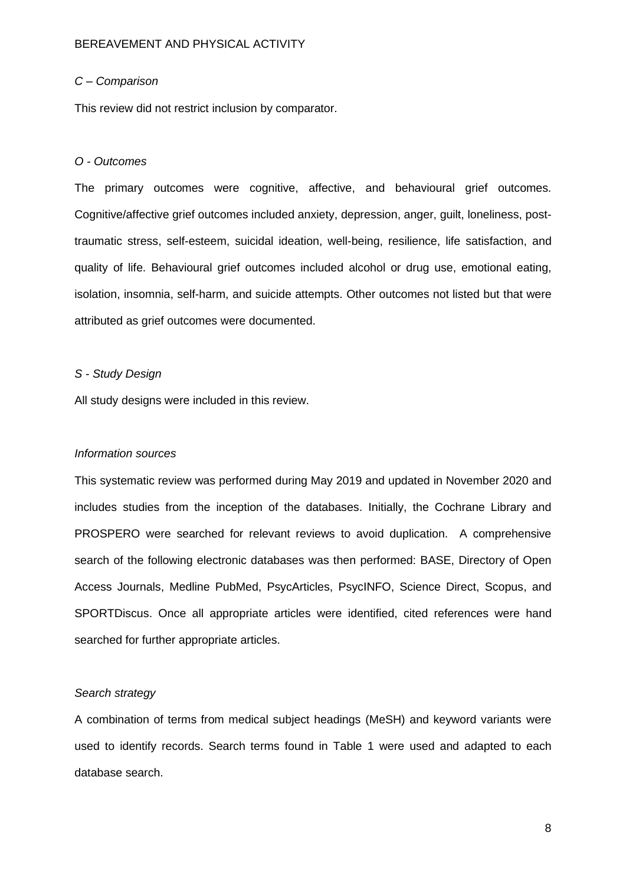*C – Comparison*

This review did not restrict inclusion by comparator.

*O - Outcomes*

The primary outcomes were cognitive, affective, and behavioural grief outcomes. Cognitive/affective grief outcomes included anxiety, depression, anger, guilt, loneliness, post-traumatic stress, self-esteem, suicidal ideation, well-being, resilience, life satisfaction, and quality of life. Behavioural grief outcomes included alcohol or drug use, emotional eating, isolation, insomnia, self-harm, and suicide attempts. Other outcomes not listed but that were attributed as grief outcomes were documented.

*S - Study Design*

All study designs were included in this review.

*Information sources*

This systematic review was performed during May 2019 and updated in November 2020 and includes studies from the inception of the databases. Initially, the Cochrane Library and PROSPERO were searched for relevant reviews to avoid duplication. A comprehensive search of the following electronic databases was then performed: BASE, Directory of Open Access Journals, Medline PubMed, PsycArticles, PsycINFO, Science Direct, Scopus, and SPORTDiscus. Once all appropriate articles were identified, cited references were hand searched for further appropriate articles.

*Search strategy*

A combination of terms from medical subject headings (MeSH) and keyword variants were used to identify records. Search terms found in Table 1 were used and adapted to each database search.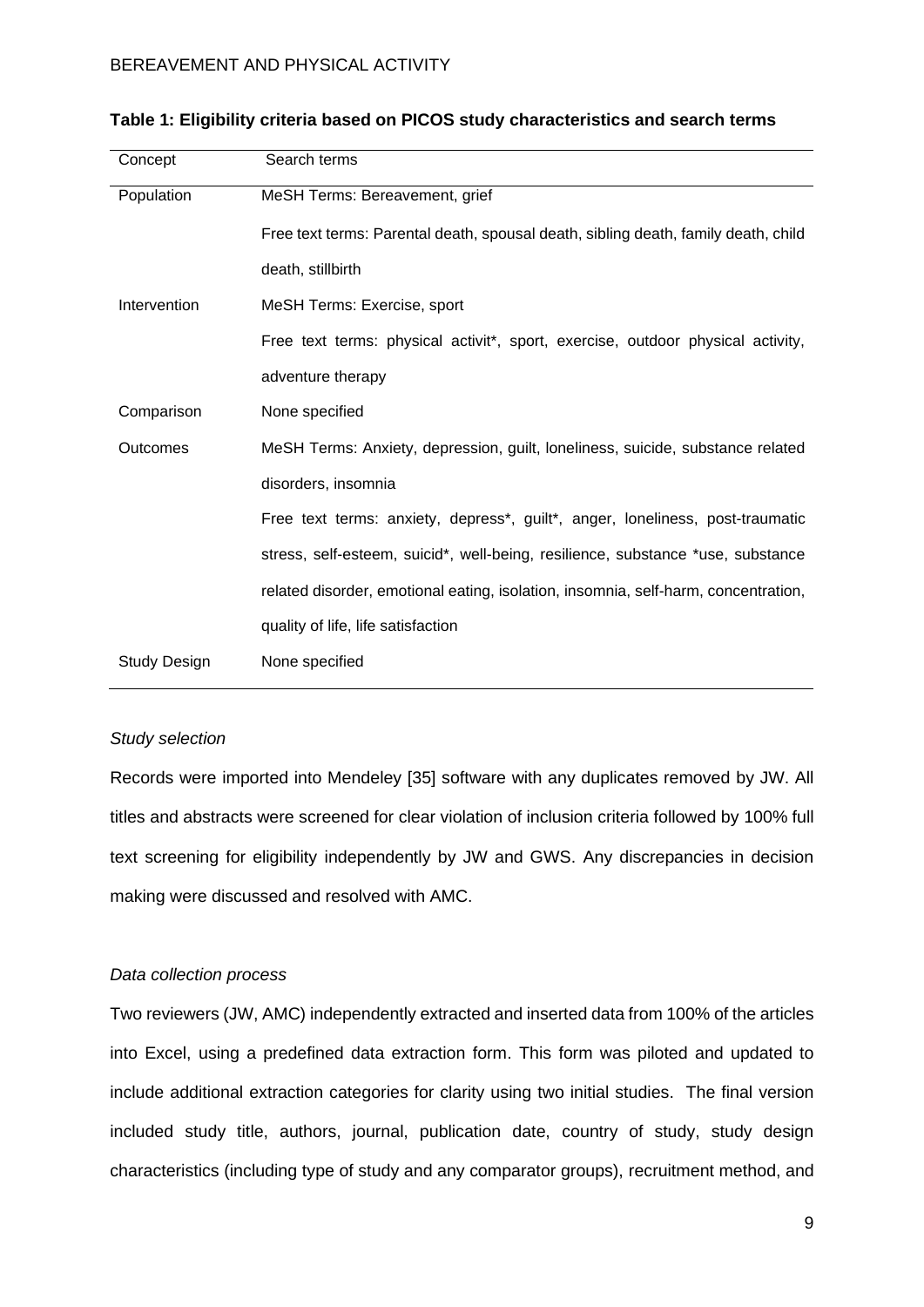**Table 1: Eligibility criteria based on PICOS study characteristics and search terms**

| Concept | Search terms |
|---|---|
| Population | MeSH Terms: Bereavement, grief |
| | Free text terms: Parental death, spousal death, sibling death, family death, child death, stillbirth |
| Intervention | MeSH Terms: Exercise, sport |
| | Free text terms: physical activit*, sport, exercise, outdoor physical activity, adventure therapy |
| Comparison | None specified |
| Outcomes | MeSH Terms: Anxiety, depression, guilt, loneliness, suicide, substance related disorders, insomnia |
| | Free text terms: anxiety, depress*, guilt*, anger, loneliness, post-traumatic stress, self-esteem, suicid*, well-being, resilience, substance *use, substance related disorder, emotional eating, isolation, insomnia, self-harm, concentration, quality of life, life satisfaction |
| Study Design | None specified |

*Study selection*

Records were imported into Mendeley [35] software with any duplicates removed by JW. All titles and abstracts were screened for clear violation of inclusion criteria followed by 100% full text screening for eligibility independently by JW and GWS. Any discrepancies in decision making were discussed and resolved with AMC.

*Data collection process*

Two reviewers (JW, AMC) independently extracted and inserted data from 100% of the articles into Excel, using a predefined data extraction form. This form was piloted and updated to include additional extraction categories for clarity using two initial studies. The final version included study title, authors, journal, publication date, country of study, study design characteristics (including type of study and any comparator groups), recruitment method, and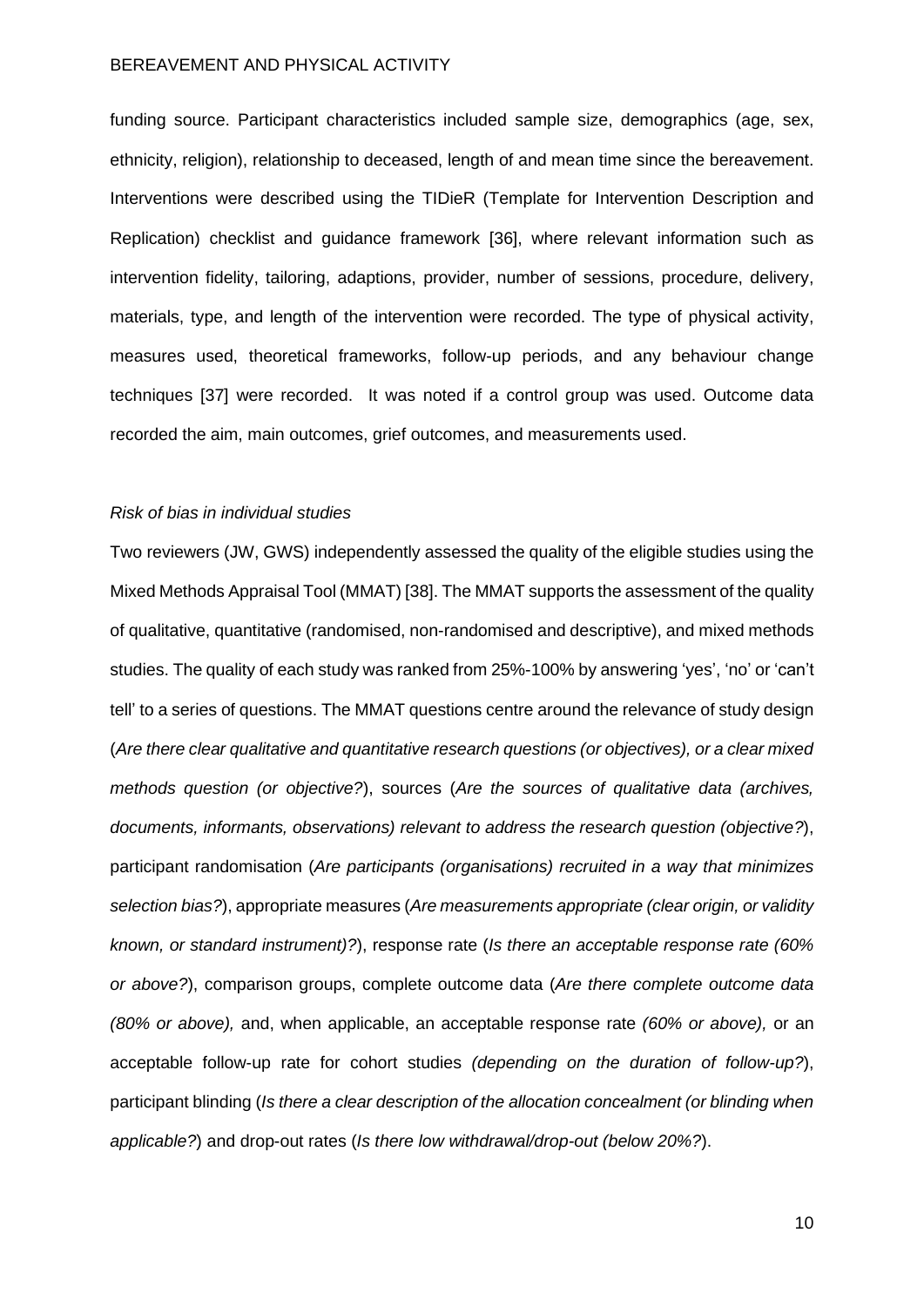funding source. Participant characteristics included sample size, demographics (age, sex, ethnicity, religion), relationship to deceased, length of and mean time since the bereavement. Interventions were described using the TIDieR (Template for Intervention Description and Replication) checklist and guidance framework [36], where relevant information such as intervention fidelity, tailoring, adaptions, provider, number of sessions, procedure, delivery, materials, type, and length of the intervention were recorded. The type of physical activity, measures used, theoretical frameworks, follow-up periods, and any behaviour change techniques [37] were recorded. It was noted if a control group was used. Outcome data recorded the aim, main outcomes, grief outcomes, and measurements used.

*Risk of bias in individual studies*

Two reviewers (JW, GWS) independently assessed the quality of the eligible studies using the Mixed Methods Appraisal Tool (MMAT) [38]. The MMAT supports the assessment of the quality of qualitative, quantitative (randomised, non-randomised and descriptive), and mixed methods studies. The quality of each study was ranked from 25%-100% by answering 'yes', 'no' or 'can't tell' to a series of questions. The MMAT questions centre around the relevance of study design (*Are there clear qualitative and quantitative research questions (or objectives), or a clear mixed methods question (or objective?*), sources (*Are the sources of qualitative data (archives, documents, informants, observations) relevant to address the research question (objective?*), participant randomisation (*Are participants (organisations) recruited in a way that minimizes selection bias?*), appropriate measures (*Are measurements appropriate (clear origin, or validity known, or standard instrument)?*), response rate (*Is there an acceptable response rate (60% or above?*), comparison groups, complete outcome data (*Are there complete outcome data (80% or above),* and, when applicable, an acceptable response rate *(60% or above),* or an acceptable follow-up rate for cohort studies *(depending on the duration of follow-up?*), participant blinding (*Is there a clear description of the allocation concealment (or blinding when applicable?*) and drop-out rates (*Is there low withdrawal/drop-out (below 20%?*).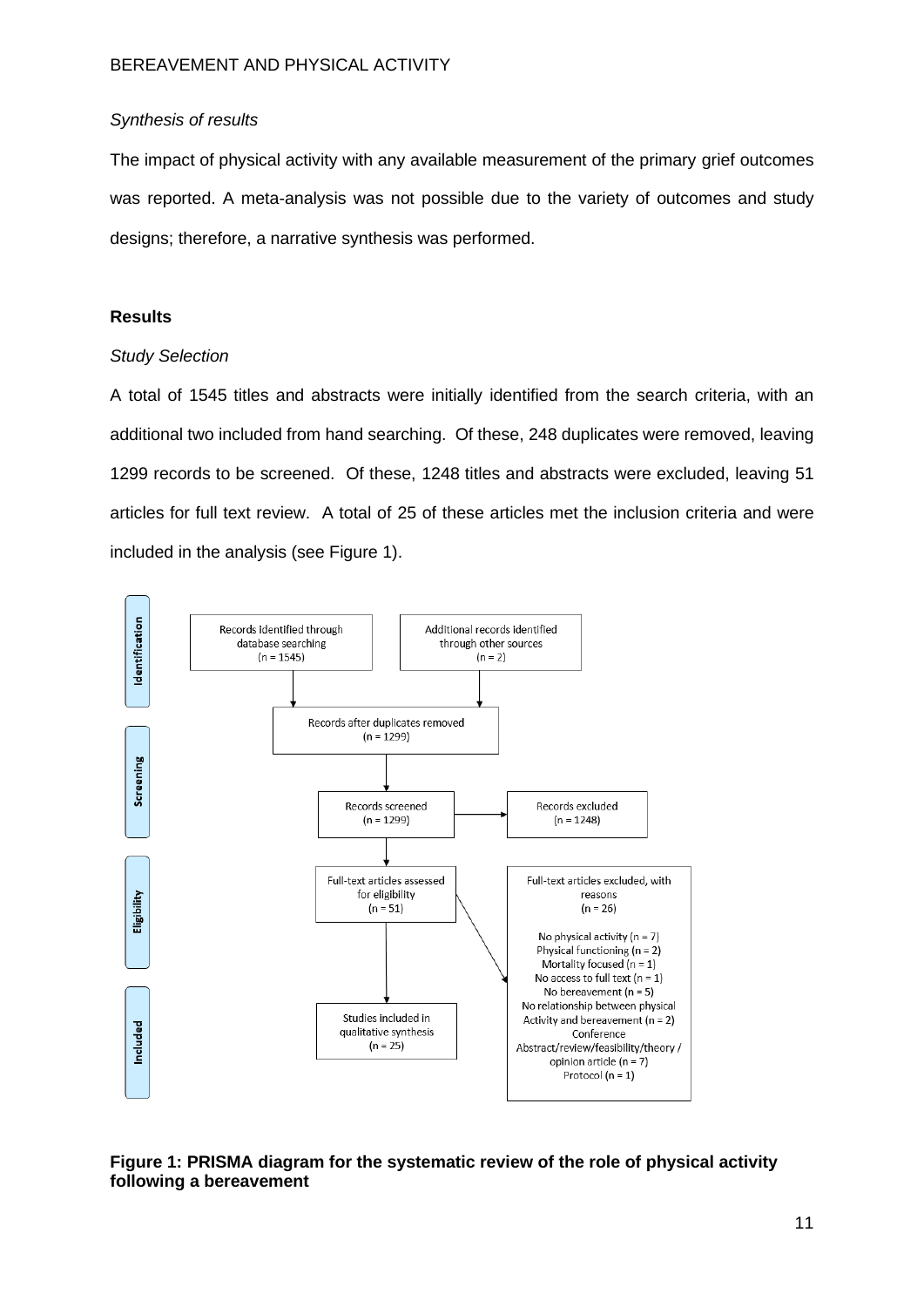*Synthesis of results*

The impact of physical activity with any available measurement of the primary grief outcomes was reported. A meta-analysis was not possible due to the variety of outcomes and study designs; therefore, a narrative synthesis was performed.

## Results

*Study Selection*

A total of 1545 titles and abstracts were initially identified from the search criteria, with an additional two included from hand searching. Of these, 248 duplicates were removed, leaving 1299 records to be screened. Of these, 1248 titles and abstracts were excluded, leaving 51 articles for full text review. A total of 25 of these articles met the inclusion criteria and were included in the analysis (see Figure 1).

**Identification**

- Records identified through database searching (n = 1545)
- Additional records identified through other sources (n = 2)

**Screening**

- Records after duplicates removed (n = 1299)
- Records screened (n = 1299)
- Records excluded (n = 1248)

**Eligibility**

- Full-text articles assessed for eligibility (n = 51)
- Full-text articles excluded, with reasons (n = 26)
  - No physical activity (n = 7)
  - Physical functioning (n = 2)
  - Mortality focused (n = 1)
  - No access to full text (n = 1)
  - No bereavement (n = 5)
  - No relationship between physical Activity and bereavement (n = 2)
  - Conference Abstract/review/feasibility/theory / opinion article (n = 7)
  - Protocol (n = 1)

**Included**

- Studies included in qualitative synthesis (n = 25)

**Figure 1: PRISMA diagram for the systematic review of the role of physical activity following a bereavement**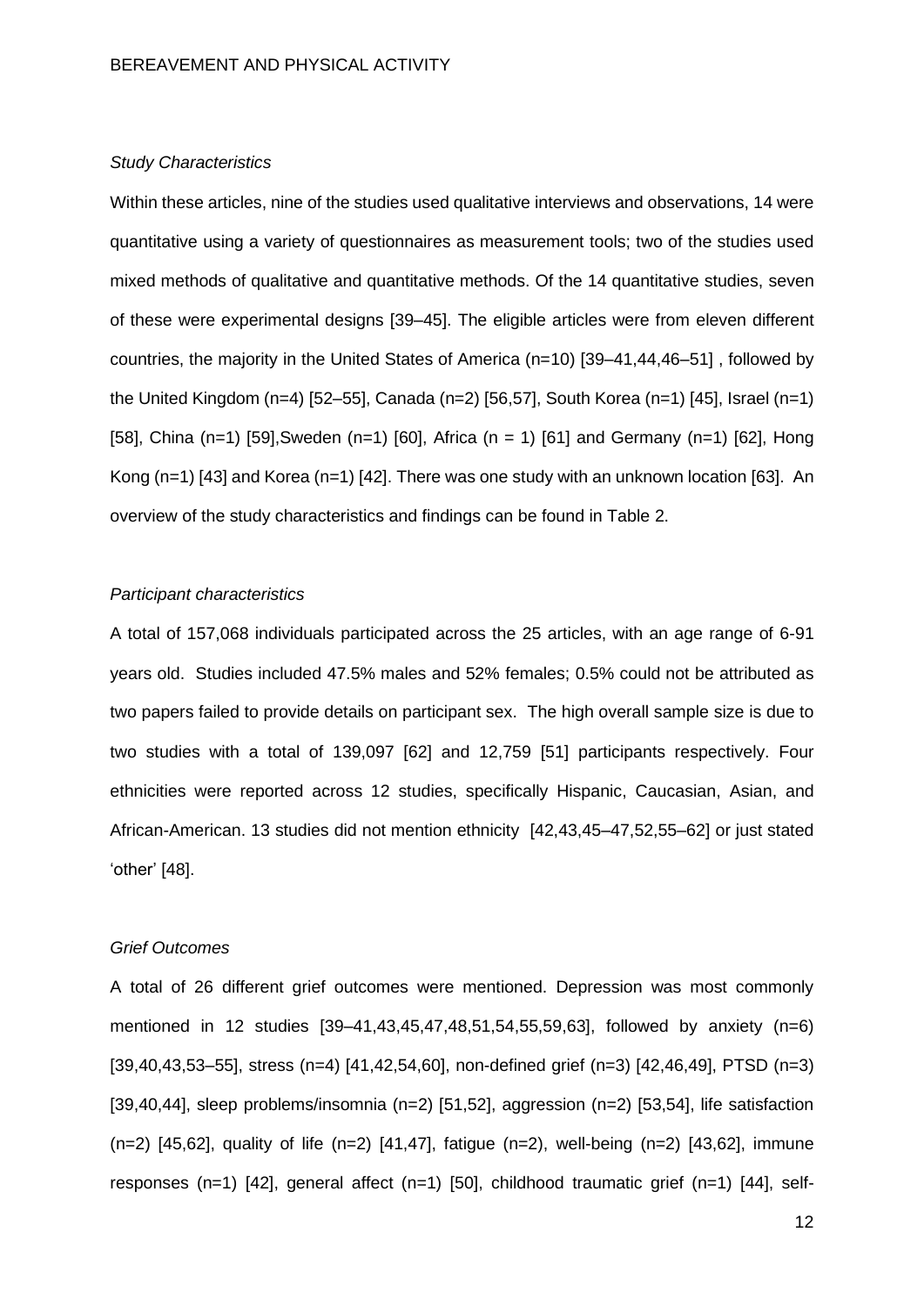*Study Characteristics*

Within these articles, nine of the studies used qualitative interviews and observations, 14 were quantitative using a variety of questionnaires as measurement tools; two of the studies used mixed methods of qualitative and quantitative methods. Of the 14 quantitative studies, seven of these were experimental designs [39–45]. The eligible articles were from eleven different countries, the majority in the United States of America (n=10) [39–41,44,46–51] , followed by the United Kingdom (n=4) [52–55], Canada (n=2) [56,57], South Korea (n=1) [45], Israel (n=1) [58], China (n=1) [59],Sweden (n=1) [60], Africa (n = 1) [61] and Germany (n=1) [62], Hong Kong (n=1) [43] and Korea (n=1) [42]. There was one study with an unknown location [63]. An overview of the study characteristics and findings can be found in Table 2.

*Participant characteristics*

A total of 157,068 individuals participated across the 25 articles, with an age range of 6-91 years old. Studies included 47.5% males and 52% females; 0.5% could not be attributed as two papers failed to provide details on participant sex. The high overall sample size is due to two studies with a total of 139,097 [62] and 12,759 [51] participants respectively. Four ethnicities were reported across 12 studies, specifically Hispanic, Caucasian, Asian, and African-American. 13 studies did not mention ethnicity [42,43,45–47,52,55–62] or just stated 'other' [48].

*Grief Outcomes*

A total of 26 different grief outcomes were mentioned. Depression was most commonly mentioned in 12 studies [39–41,43,45,47,48,51,54,55,59,63], followed by anxiety (n=6) [39,40,43,53–55], stress (n=4) [41,42,54,60], non-defined grief (n=3) [42,46,49], PTSD (n=3) [39,40,44], sleep problems/insomnia (n=2) [51,52], aggression (n=2) [53,54], life satisfaction (n=2) [45,62], quality of life (n=2) [41,47], fatigue (n=2), well-being (n=2) [43,62], immune responses (n=1) [42], general affect (n=1) [50], childhood traumatic grief (n=1) [44], self-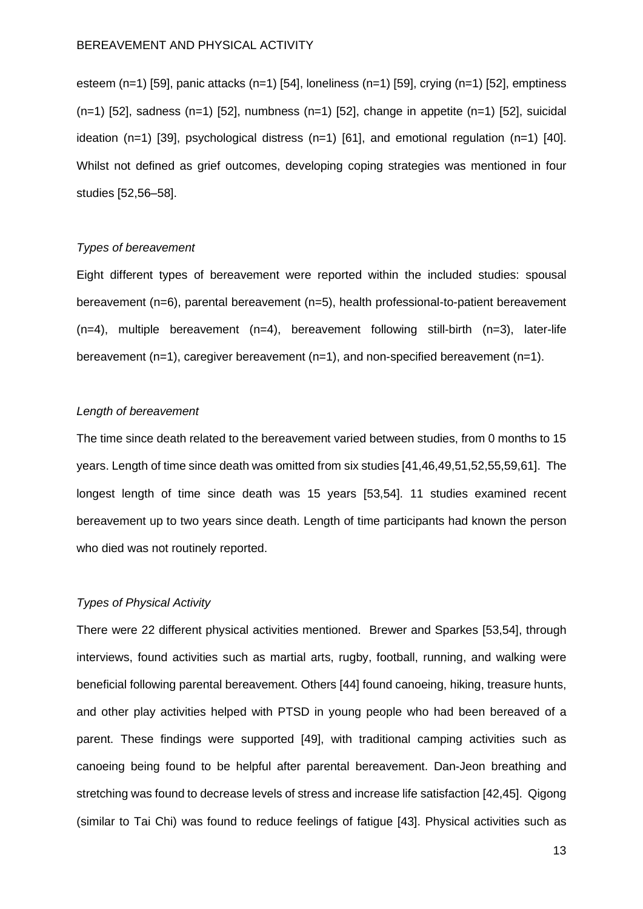esteem (n=1) [59], panic attacks (n=1) [54], loneliness (n=1) [59], crying (n=1) [52], emptiness (n=1) [52], sadness (n=1) [52], numbness (n=1) [52], change in appetite (n=1) [52], suicidal ideation (n=1) [39], psychological distress (n=1) [61], and emotional regulation (n=1) [40]. Whilst not defined as grief outcomes, developing coping strategies was mentioned in four studies [52,56–58].

*Types of bereavement*

Eight different types of bereavement were reported within the included studies: spousal bereavement (n=6), parental bereavement (n=5), health professional-to-patient bereavement (n=4), multiple bereavement (n=4), bereavement following still-birth (n=3), later-life bereavement (n=1), caregiver bereavement (n=1), and non-specified bereavement (n=1).

*Length of bereavement*

The time since death related to the bereavement varied between studies, from 0 months to 15 years. Length of time since death was omitted from six studies [41,46,49,51,52,55,59,61]. The longest length of time since death was 15 years [53,54]. 11 studies examined recent bereavement up to two years since death. Length of time participants had known the person who died was not routinely reported.

*Types of Physical Activity*

There were 22 different physical activities mentioned. Brewer and Sparkes [53,54], through interviews, found activities such as martial arts, rugby, football, running, and walking were beneficial following parental bereavement. Others [44] found canoeing, hiking, treasure hunts, and other play activities helped with PTSD in young people who had been bereaved of a parent. These findings were supported [49], with traditional camping activities such as canoeing being found to be helpful after parental bereavement. Dan-Jeon breathing and stretching was found to decrease levels of stress and increase life satisfaction [42,45]. Qigong (similar to Tai Chi) was found to reduce feelings of fatigue [43]. Physical activities such as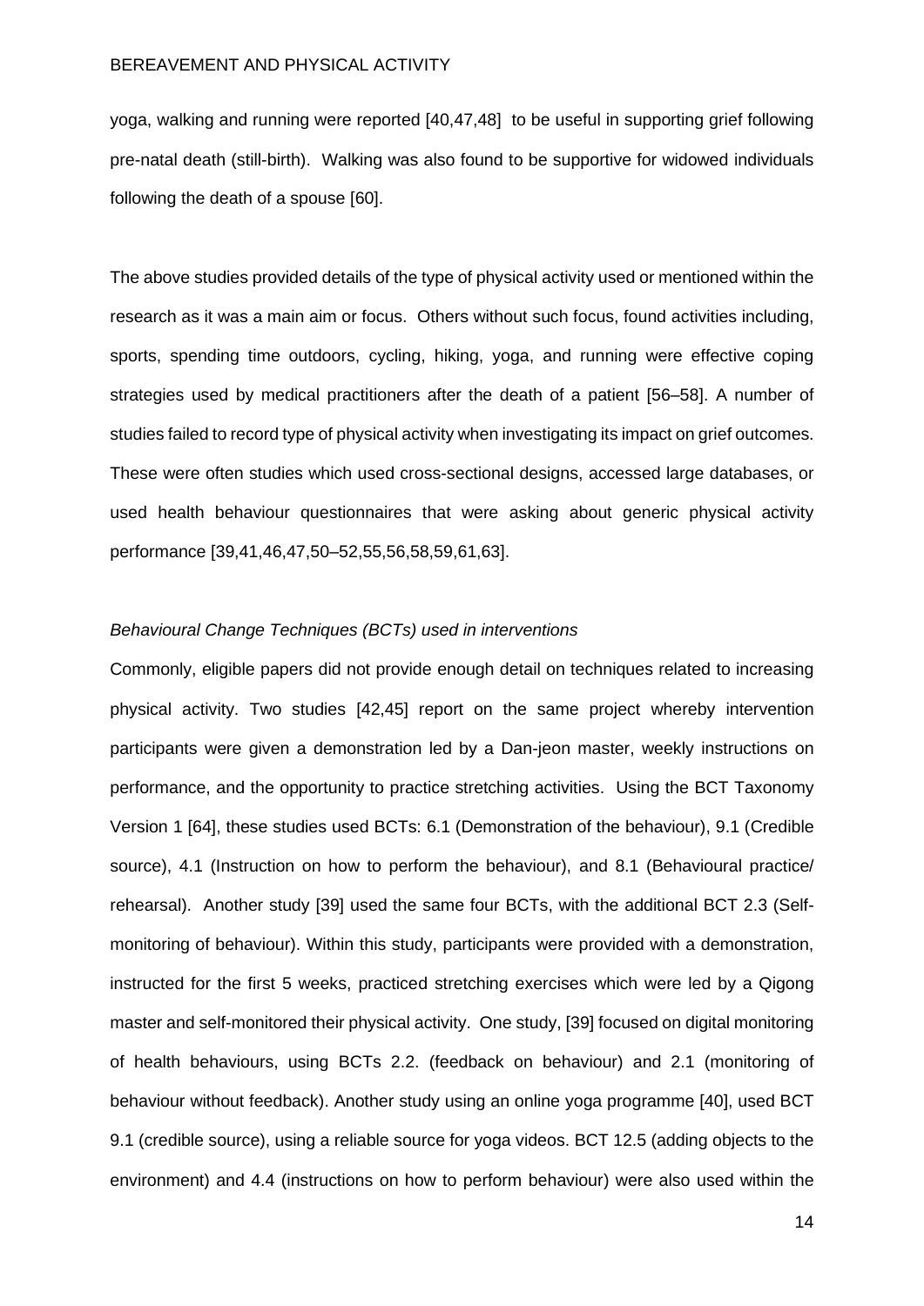yoga, walking and running were reported [40,47,48] to be useful in supporting grief following pre-natal death (still-birth). Walking was also found to be supportive for widowed individuals following the death of a spouse [60].

The above studies provided details of the type of physical activity used or mentioned within the research as it was a main aim or focus. Others without such focus, found activities including, sports, spending time outdoors, cycling, hiking, yoga, and running were effective coping strategies used by medical practitioners after the death of a patient [56–58]. A number of studies failed to record type of physical activity when investigating its impact on grief outcomes. These were often studies which used cross-sectional designs, accessed large databases, or used health behaviour questionnaires that were asking about generic physical activity performance [39,41,46,47,50–52,55,56,58,59,61,63].

*Behavioural Change Techniques (BCTs) used in interventions*

Commonly, eligible papers did not provide enough detail on techniques related to increasing physical activity. Two studies [42,45] report on the same project whereby intervention participants were given a demonstration led by a Dan-jeon master, weekly instructions on performance, and the opportunity to practice stretching activities. Using the BCT Taxonomy Version 1 [64], these studies used BCTs: 6.1 (Demonstration of the behaviour), 9.1 (Credible source), 4.1 (Instruction on how to perform the behaviour), and 8.1 (Behavioural practice/ rehearsal). Another study [39] used the same four BCTs, with the additional BCT 2.3 (Self-monitoring of behaviour). Within this study, participants were provided with a demonstration, instructed for the first 5 weeks, practiced stretching exercises which were led by a Qigong master and self-monitored their physical activity. One study, [39] focused on digital monitoring of health behaviours, using BCTs 2.2. (feedback on behaviour) and 2.1 (monitoring of behaviour without feedback). Another study using an online yoga programme [40], used BCT 9.1 (credible source), using a reliable source for yoga videos. BCT 12.5 (adding objects to the environment) and 4.4 (instructions on how to perform behaviour) were also used within the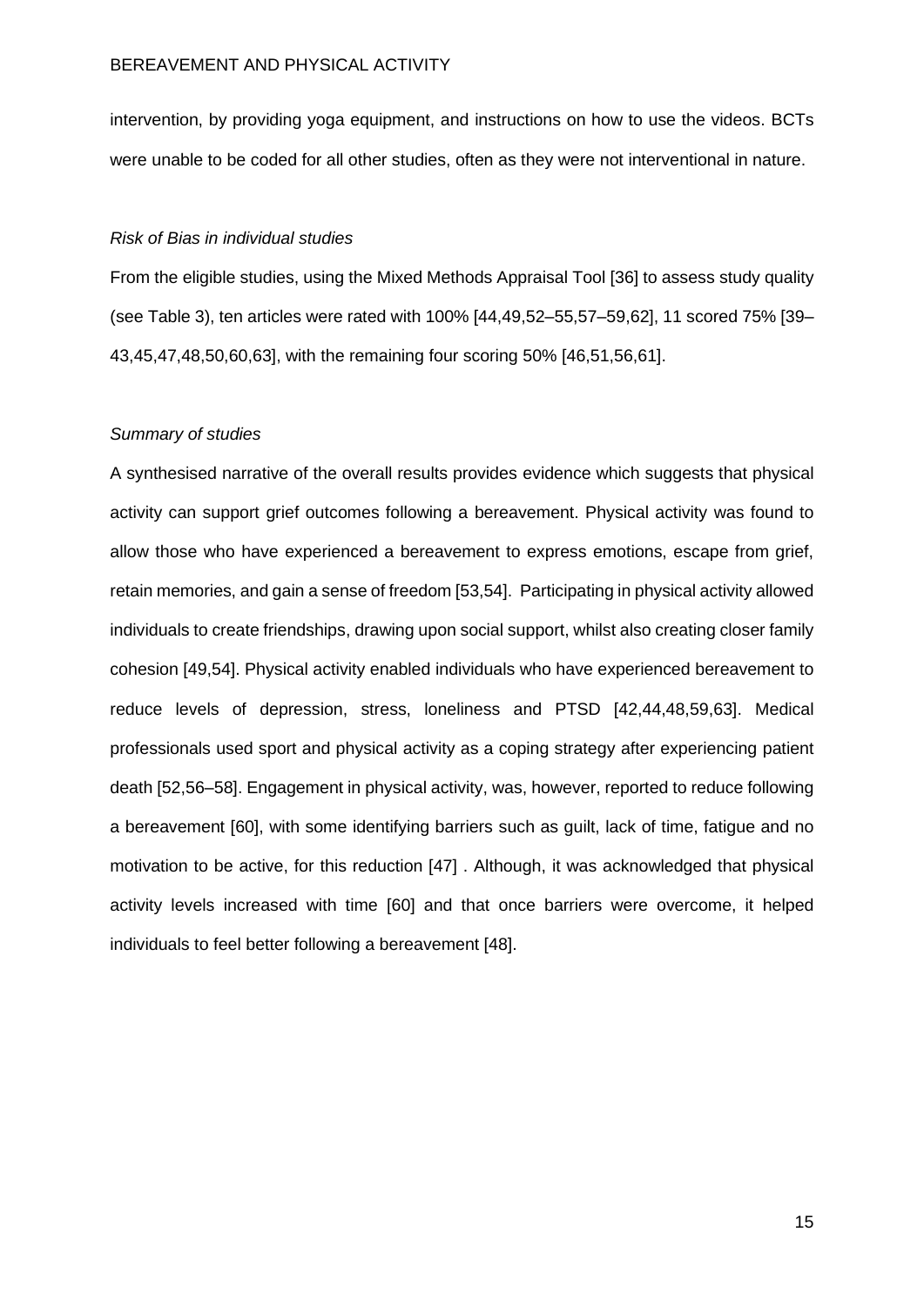intervention, by providing yoga equipment, and instructions on how to use the videos. BCTs were unable to be coded for all other studies, often as they were not interventional in nature.

*Risk of Bias in individual studies*

From the eligible studies, using the Mixed Methods Appraisal Tool [36] to assess study quality (see Table 3), ten articles were rated with 100% [44,49,52–55,57–59,62], 11 scored 75% [39–43,45,47,48,50,60,63], with the remaining four scoring 50% [46,51,56,61].

*Summary of studies*

A synthesised narrative of the overall results provides evidence which suggests that physical activity can support grief outcomes following a bereavement. Physical activity was found to allow those who have experienced a bereavement to express emotions, escape from grief, retain memories, and gain a sense of freedom [53,54]. Participating in physical activity allowed individuals to create friendships, drawing upon social support, whilst also creating closer family cohesion [49,54]. Physical activity enabled individuals who have experienced bereavement to reduce levels of depression, stress, loneliness and PTSD [42,44,48,59,63]. Medical professionals used sport and physical activity as a coping strategy after experiencing patient death [52,56–58]. Engagement in physical activity, was, however, reported to reduce following a bereavement [60], with some identifying barriers such as guilt, lack of time, fatigue and no motivation to be active, for this reduction [47] . Although, it was acknowledged that physical activity levels increased with time [60] and that once barriers were overcome, it helped individuals to feel better following a bereavement [48].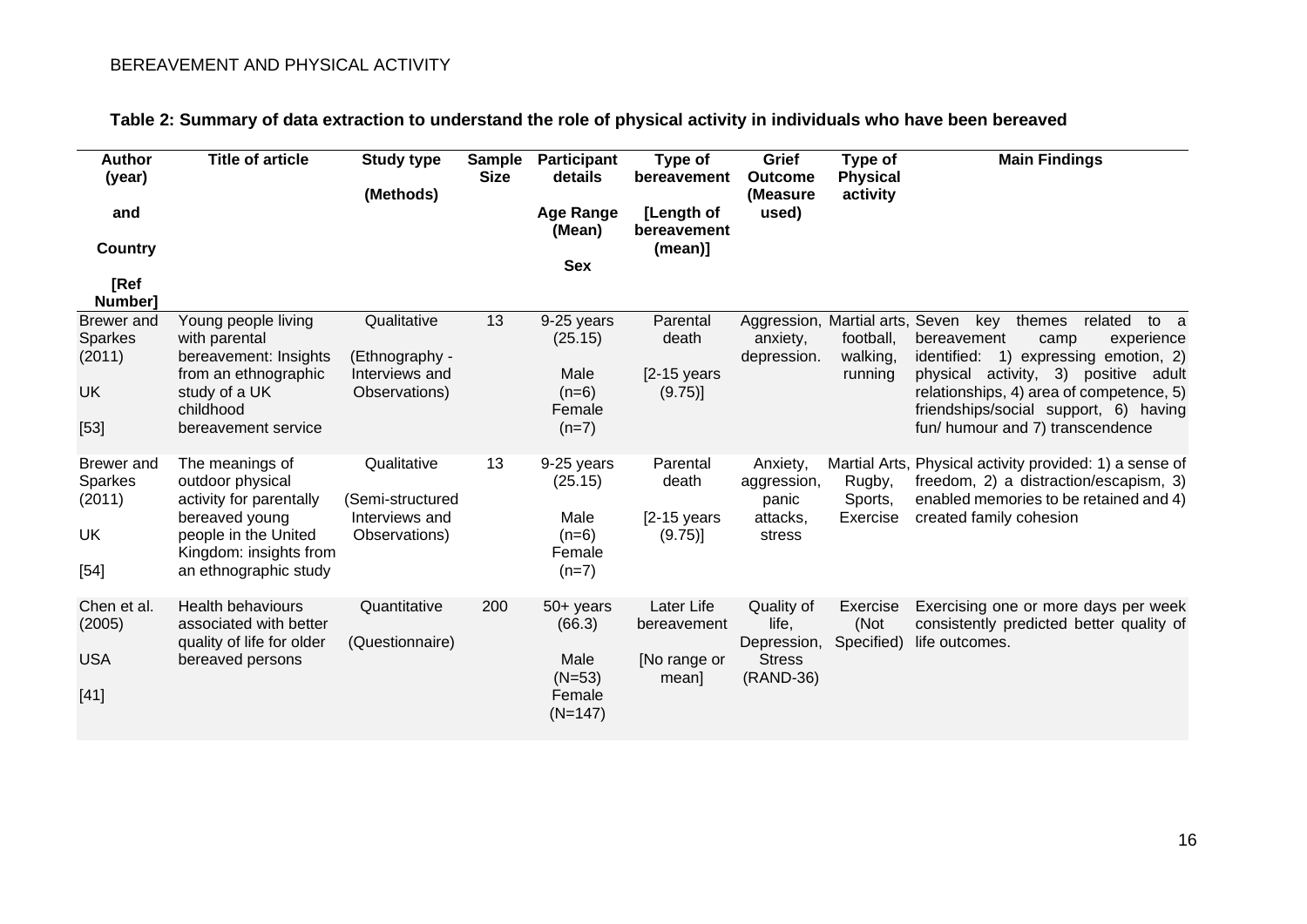**Table 2: Summary of data extraction to understand the role of physical activity in individuals who have been bereaved**

| Author (year) and Country [Ref Number] | Title of article | Study type (Methods) | Sample Size | Participant details Age Range (Mean) Sex | Type of bereavement [Length of bereavement (mean)] | Grief Outcome (Measure used) | Type of Physical activity | Main Findings |
|---|---|---|---|---|---|---|---|---|
| Brewer and Sparkes (2011) UK [53] | Young people living with parental bereavement: Insights from an ethnographic study of a UK childhood bereavement service | Qualitative (Ethnography - Interviews and Observations) | 13 | 9-25 years (25.15) Male (n=6) Female (n=7) | Parental death [2-15 years (9.75)] | Aggression, anxiety, depression. | Martial arts, football, walking, running | Seven key themes related to a bereavement camp experience identified: 1) expressing emotion, 2) physical activity, 3) positive adult relationships, 4) area of competence, 5) friendships/social support, 6) having fun/ humour and 7) transcendence |
| Brewer and Sparkes (2011) UK [54] | The meanings of outdoor physical activity for parentally bereaved young people in the United Kingdom: insights from an ethnographic study | Qualitative (Semi-structured Interviews and Observations) | 13 | 9-25 years (25.15) Male (n=6) Female (n=7) | Parental death [2-15 years (9.75)] | Anxiety, aggression, panic attacks, stress | Martial Arts, Rugby, Sports, Exercise | Physical activity provided: 1) a sense of freedom, 2) a distraction/escapism, 3) enabled memories to be retained and 4) created family cohesion |
| Chen et al. (2005) USA [41] | Health behaviours associated with better quality of life for older bereaved persons | Quantitative (Questionnaire) | 200 | 50+ years (66.3) Male (N=53) Female (N=147) | Later Life bereavement [No range or mean] | Quality of life, Depression, Stress (RAND-36) | Exercise (Not Specified) | Exercising one or more days per week consistently predicted better quality of life outcomes. |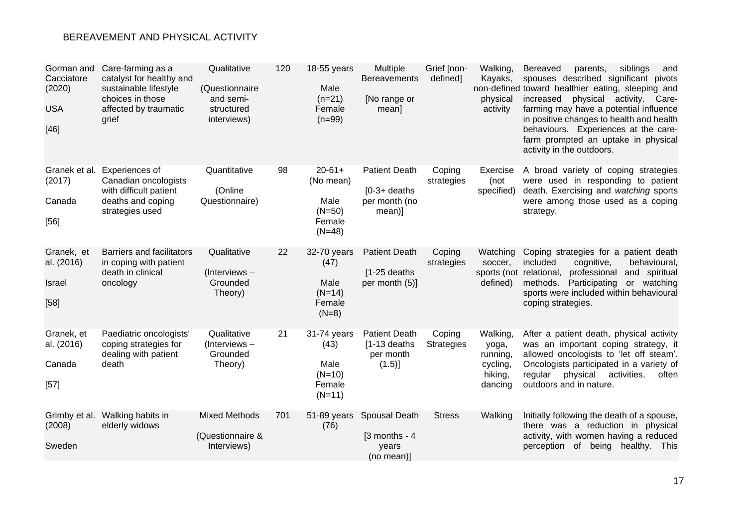| Gorman and Cacciatore (2020) USA [46] | Care-farming as a catalyst for healthy and sustainable lifestyle choices in those affected by traumatic grief | Qualitative (Questionnaire and semi-structured interviews) | 120 | 18-55 years Male (n=21) Female (n=99) | Multiple Bereavements [No range or mean] | Grief [non-defined] | Walking, Kayaks, non-defined physical activity | Bereaved parents, siblings and spouses described significant pivots toward healthier eating, sleeping and increased physical activity. Care-farming may have a potential influence in positive changes to health and health behaviours. Experiences at the care-farm prompted an uptake in physical activity in the outdoors. |
|---|---|---|---|---|---|---|---|---|
| Granek et al. (2017) Canada [56] | Experiences of Canadian oncologists with difficult patient deaths and coping strategies used | Quantitative (Online Questionnaire) | 98 | 20-61+ (No mean) Male (N=50) Female (N=48) | Patient Death [0-3+ deaths per month (no mean)] | Coping strategies | Exercise (not specified) | A broad variety of coping strategies were used in responding to patient death. Exercising and *watching* sports were among those used as a coping strategy. |
| Granek, et al. (2016) Israel [58] | Barriers and facilitators in coping with patient death in clinical oncology | Qualitative (Interviews – Grounded Theory) | 22 | 32-70 years (47) Male (N=14) Female (N=8) | Patient Death [1-25 deaths per month (5)] | Coping strategies | Watching soccer, sports (not defined) | Coping strategies for a patient death included cognitive, behavioural, relational, professional and spiritual methods. Participating or watching sports were included within behavioural coping strategies. |
| Granek, et al. (2016) Canada [57] | Paediatric oncologists' coping strategies for dealing with patient death | Qualitative (Interviews – Grounded Theory) | 21 | 31-74 years (43) Male (N=10) Female (N=11) | Patient Death [1-13 deaths per month (1.5)] | Coping Strategies | Walking, yoga, running, cycling, hiking, dancing | After a patient death, physical activity was an important coping strategy, it allowed oncologists to 'let off steam'. Oncologists participated in a variety of regular physical activities, often outdoors and in nature. |
| Grimby et al. (2008) Sweden | Walking habits in elderly widows | Mixed Methods (Questionnaire & Interviews) | 701 | 51-89 years (76) | Spousal Death [3 months - 4 years (no mean)] | Stress | Walking | Initially following the death of a spouse, there was a reduction in physical activity, with women having a reduced perception of being healthy. This |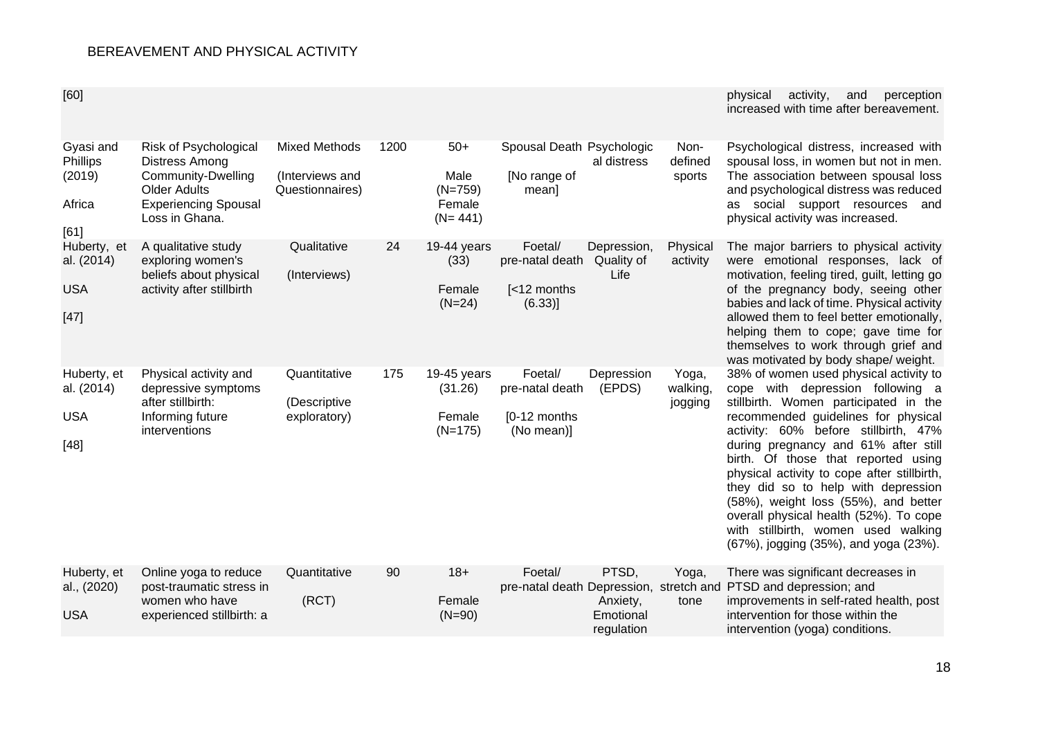| | | | | | | | | |
|---|---|---|---|---|---|---|---|---|
| [60] | | | | | | | | physical activity, and perception increased with time after bereavement. |
| Gyasi and Phillips (2019) Africa [61] | Risk of Psychological Distress Among Community-Dwelling Older Adults Experiencing Spousal Loss in Ghana. | Mixed Methods (Interviews and Questionnaires) | 1200 | 50+ Male (N=759) Female (N= 441) | Spousal Death [No range of mean] | Psychological distress | Non-defined sports | Psychological distress, increased with spousal loss, in women but not in men. The association between spousal loss and psychological distress was reduced as social support resources and physical activity was increased. |
| Huberty, et al. (2014) USA [47] | A qualitative study exploring women's beliefs about physical activity after stillbirth | Qualitative (Interviews) | 24 | 19-44 years (33) Female (N=24) | Foetal/ pre-natal death [<12 months (6.33)] | Depression, Quality of Life | Physical activity | The major barriers to physical activity were emotional responses, lack of motivation, feeling tired, guilt, letting go of the pregnancy body, seeing other babies and lack of time. Physical activity allowed them to feel better emotionally, helping them to cope; gave time for themselves to work through grief and was motivated by body shape/ weight. |
| Huberty, et al. (2014) USA [48] | Physical activity and depressive symptoms after stillbirth: Informing future interventions | Quantitative (Descriptive exploratory) | 175 | 19-45 years (31.26) Female (N=175) | Foetal/ pre-natal death [0-12 months (No mean)] | Depression (EPDS) | Yoga, walking, jogging | 38% of women used physical activity to cope with depression following a stillbirth. Women participated in the recommended guidelines for physical activity: 60% before stillbirth, 47% during pregnancy and 61% after still birth. Of those that reported using physical activity to cope after stillbirth, they did so to help with depression (58%), weight loss (55%), and better overall physical health (52%). To cope with stillbirth, women used walking (67%), jogging (35%), and yoga (23%). |
| Huberty, et al., (2020) USA | Online yoga to reduce post-traumatic stress in women who have experienced stillbirth: a | Quantitative (RCT) | 90 | 18+ Female (N=90) | Foetal/ pre-natal death | PTSD, Depression, Anxiety, Emotional regulation | Yoga, stretch and tone | There was significant decreases in PTSD and depression; and improvements in self-rated health, post intervention for those within the intervention (yoga) conditions. |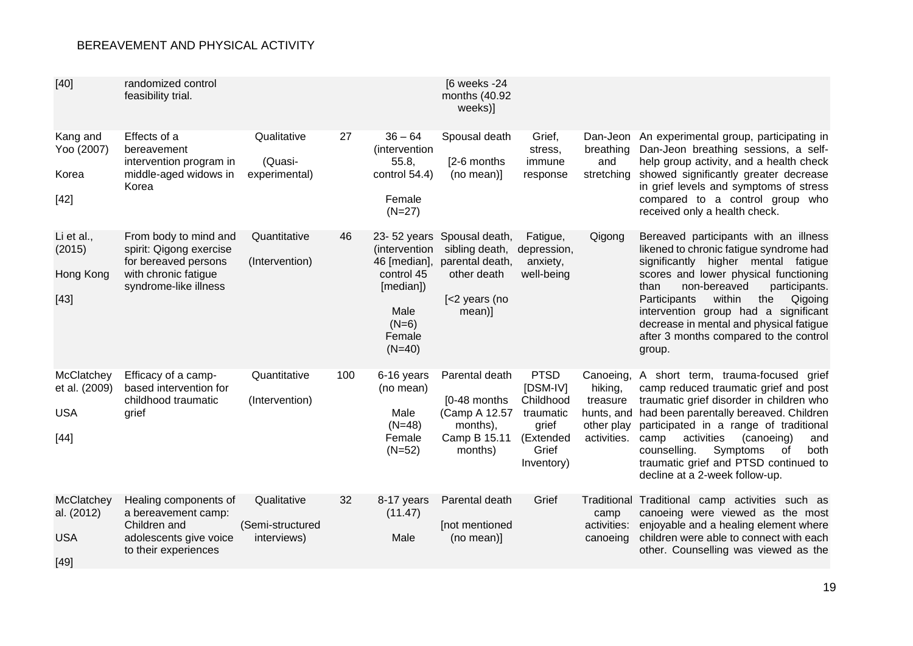| | | | | | | | | |
|---|---|---|---|---|---|---|---|---|
| [40] | randomized control feasibility trial. | | | | [6 weeks -24 months (40.92 weeks)] | | | |
| Kang and Yoo (2007) Korea [42] | Effects of a bereavement intervention program in middle-aged widows in Korea | Qualitative (Quasi-experimental) | 27 | 36 – 64 (intervention 55.8, control 54.4) Female (N=27) | Spousal death [2-6 months (no mean)] | Grief, stress, immune response | Dan-Jeon breathing and stretching | An experimental group, participating in Dan-Jeon breathing sessions, a self-help group activity, and a health check showed significantly greater decrease in grief levels and symptoms of stress compared to a control group who received only a health check. |
| Li et al., (2015) Hong Kong [43] | From body to mind and spirit: Qigong exercise for bereaved persons with chronic fatigue syndrome-like illness | Quantitative (Intervention) | 46 | 23- 52 years (intervention 46 [median], control 45 [median]) Male (N=6) Female (N=40) | Spousal death, sibling death, parental death, other death [<2 years (no mean)] | Fatigue, depression, anxiety, well-being | Qigong | Bereaved participants with an illness likened to chronic fatigue syndrome had significantly higher mental fatigue scores and lower physical functioning than non-bereaved participants. Participants within the Qigoing intervention group had a significant decrease in mental and physical fatigue after 3 months compared to the control group. |
| McClatchey et al. (2009) USA [44] | Efficacy of a camp-based intervention for childhood traumatic grief | Quantitative (Intervention) | 100 | 6-16 years (no mean) Male (N=48) Female (N=52) | Parental death [0-48 months (Camp A 12.57 months), Camp B 15.11 months) | PTSD [DSM-IV] Childhood traumatic grief (Extended Grief Inventory) | Canoeing, hiking, treasure hunts, and other play activities. | A short term, trauma-focused grief camp reduced traumatic grief and post traumatic grief disorder in children who had been parentally bereaved. Children participated in a range of traditional camp activities (canoeing) and counselling. Symptoms of both traumatic grief and PTSD continued to decline at a 2-week follow-up. |
| McClatchey al. (2012) USA [49] | Healing components of a bereavement camp: Children and adolescents give voice to their experiences | Qualitative (Semi-structured interviews) | 32 | 8-17 years (11.47) Male | Parental death [not mentioned (no mean)] | Grief | Traditional camp activities: canoeing | Traditional camp activities such as canoeing were viewed as the most enjoyable and a healing element where children were able to connect with each other. Counselling was viewed as the |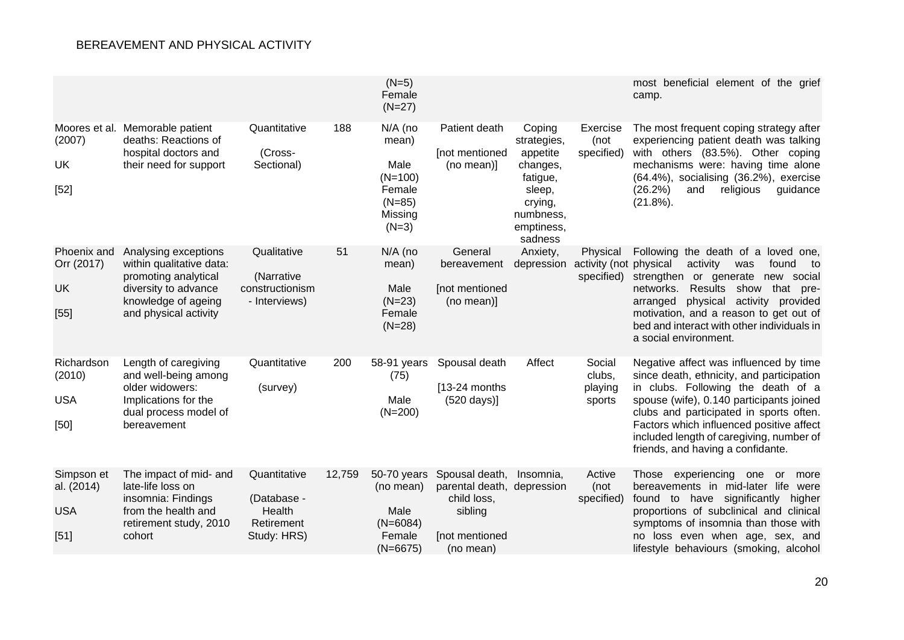| | | | | (N=5) Female (N=27) | | | | most beneficial element of the grief camp. |
|---|---|---|---|---|---|---|---|---|
| Moores et al. (2007) UK [52] | Memorable patient deaths: Reactions of hospital doctors and their need for support | Quantitative (Cross-Sectional) | 188 | N/A (no mean) Male (N=100) Female (N=85) Missing (N=3) | Patient death [not mentioned (no mean)] | Coping strategies, appetite changes, fatigue, sleep, crying, numbness, emptiness, sadness | Exercise (not specified) | The most frequent coping strategy after experiencing patient death was talking with others (83.5%). Other coping mechanisms were: having time alone (64.4%), socialising (36.2%), exercise (26.2%) and religious guidance (21.8%). |
| Phoenix and Orr (2017) UK [55] | Analysing exceptions within qualitative data: promoting analytical diversity to advance knowledge of ageing and physical activity | Qualitative (Narrative constructionism - Interviews) | 51 | N/A (no mean) Male (N=23) Female (N=28) | General bereavement [not mentioned (no mean)] | Anxiety, depression | Physical activity (not specified) | Following the death of a loved one, physical activity was found to strengthen or generate new social networks. Results show that pre-arranged physical activity provided motivation, and a reason to get out of bed and interact with other individuals in a social environment. |
| Richardson (2010) USA [50] | Length of caregiving and well-being among older widowers: Implications for the dual process model of bereavement | Quantitative (survey) | 200 | 58-91 years (75) Male (N=200) | Spousal death [13-24 months (520 days)] | Affect | Social clubs, playing sports | Negative affect was influenced by time since death, ethnicity, and participation in clubs. Following the death of a spouse (wife), 0.140 participants joined clubs and participated in sports often. Factors which influenced positive affect included length of caregiving, number of friends, and having a confidante. |
| Simpson et al. (2014) USA [51] | The impact of mid- and late-life loss on insomnia: Findings from the health and retirement study, 2010 cohort | Quantitative (Database - Health Retirement Study: HRS) | 12,759 | 50-70 years (no mean) Male (N=6084) Female (N=6675) | Spousal death, parental death, child loss, sibling [not mentioned (no mean) | Insomnia, depression | Active (not specified) | Those experiencing one or more bereavements in mid-later life were found to have significantly higher proportions of subclinical and clinical symptoms of insomnia than those with no loss even when age, sex, and lifestyle behaviours (smoking, alcohol |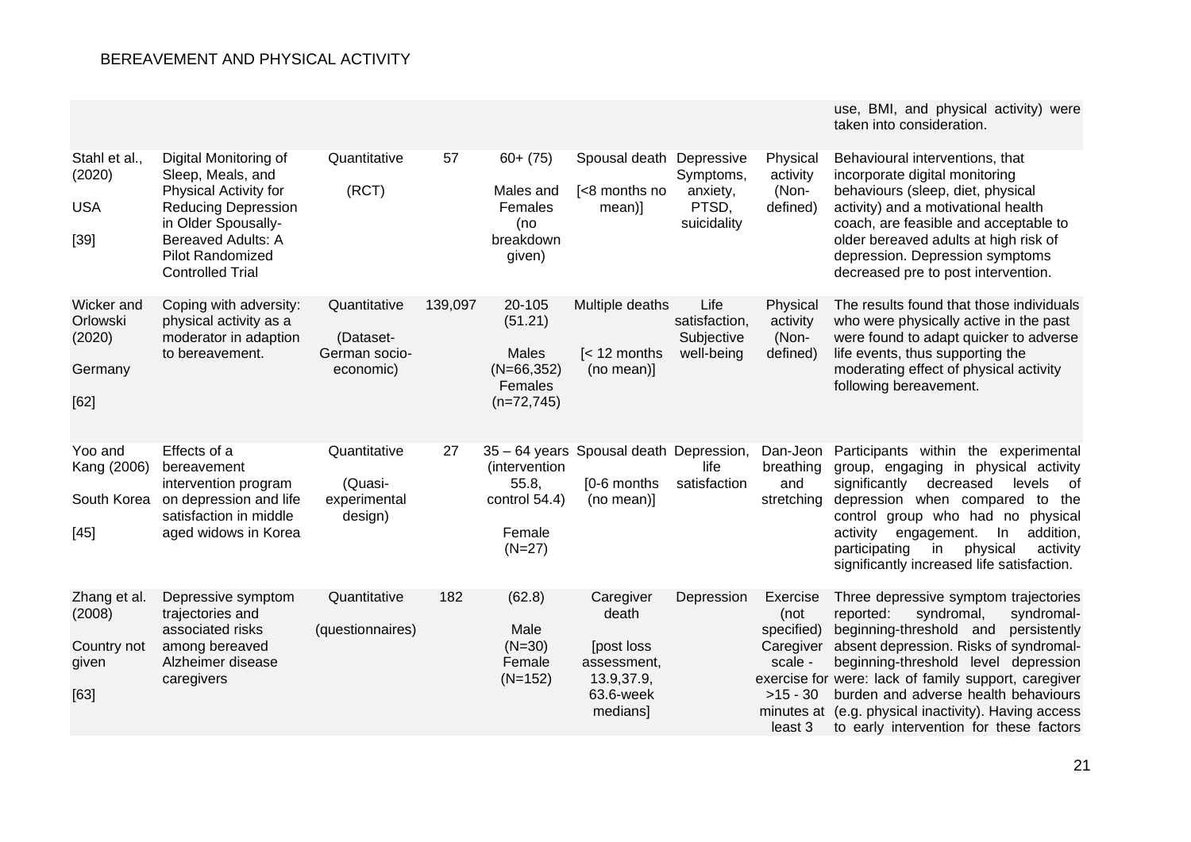| | | | | | | | | |
|---|---|---|---|---|---|---|---|---|
| | | | | | | | | use, BMI, and physical activity) were taken into consideration. |
| Stahl et al., (2020) USA [39] | Digital Monitoring of Sleep, Meals, and Physical Activity for Reducing Depression in Older Spousally-Bereaved Adults: A Pilot Randomized Controlled Trial | Quantitative (RCT) | 57 | 60+ (75) Males and Females (no breakdown given) | Spousal death [<8 months no mean)] | Depressive Symptoms, anxiety, PTSD, suicidality | Physical activity (Non-defined) | Behavioural interventions, that incorporate digital monitoring behaviours (sleep, diet, physical activity) and a motivational health coach, are feasible and acceptable to older bereaved adults at high risk of depression. Depression symptoms decreased pre to post intervention. |
| Wicker and Orlowski (2020) Germany [62] | Coping with adversity: physical activity as a moderator in adaption to bereavement. | Quantitative (Dataset-German socio-economic) | 139,097 | 20-105 (51.21) Males (N=66,352) Females (n=72,745) | Multiple deaths [< 12 months (no mean)] | Life satisfaction, Subjective well-being | Physical activity (Non-defined) | The results found that those individuals who were physically active in the past were found to adapt quicker to adverse life events, thus supporting the moderating effect of physical activity following bereavement. |
| Yoo and Kang (2006) South Korea [45] | Effects of a bereavement intervention program on depression and life satisfaction in middle aged widows in Korea | Quantitative (Quasi-experimental design) | 27 | 35 – 64 years (intervention 55.8, control 54.4) Female (N=27) | Spousal death [0-6 months (no mean)] | Depression, life satisfaction | Dan-Jeon breathing and stretching | Participants within the experimental group, engaging in physical activity significantly decreased levels of depression when compared to the control group who had no physical activity engagement. In addition, participating in physical activity significantly increased life satisfaction. |
| Zhang et al. (2008) Country not given [63] | Depressive symptom trajectories and associated risks among bereaved Alzheimer disease caregivers | Quantitative (questionnaires) | 182 | (62.8) Male (N=30) Female (N=152) | Caregiver death [post loss assessment, 13.9,37.9, 63.6-week medians] | Depression | Exercise (not specified) Caregiver scale - exercise for >15 - 30 minutes at least 3 | Three depressive symptom trajectories reported: syndromal, syndromal-beginning-threshold and persistently absent depression. Risks of syndromal-beginning-threshold level depression were: lack of family support, caregiver burden and adverse health behaviours (e.g. physical inactivity). Having access to early intervention for these factors |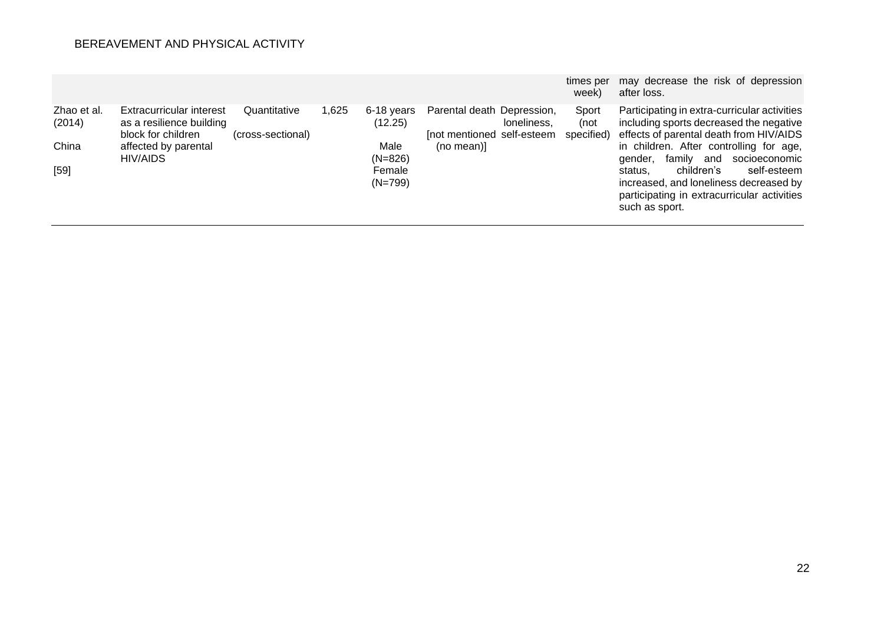| | | | | | | | | |
|---|---|---|---|---|---|---|---|---|
| | | | | | | | times per week) | may decrease the risk of depression after loss. |
| Zhao et al. (2014)<br><br>China<br><br>[59] | Extracurricular interest as a resilience building block for children affected by parental HIV/AIDS | Quantitative<br><br>(cross-sectional) | 1,625 | 6-18 years (12.25)<br><br>Male (N=826)<br>Female (N=799) | Parental death<br><br>[not mentioned (no mean)] | Depression, loneliness, self-esteem | Sport (not specified) | Participating in extra-curricular activities including sports decreased the negative effects of parental death from HIV/AIDS in children. After controlling for age, gender, family and socioeconomic status, children's self-esteem increased, and loneliness decreased by participating in extracurricular activities such as sport. |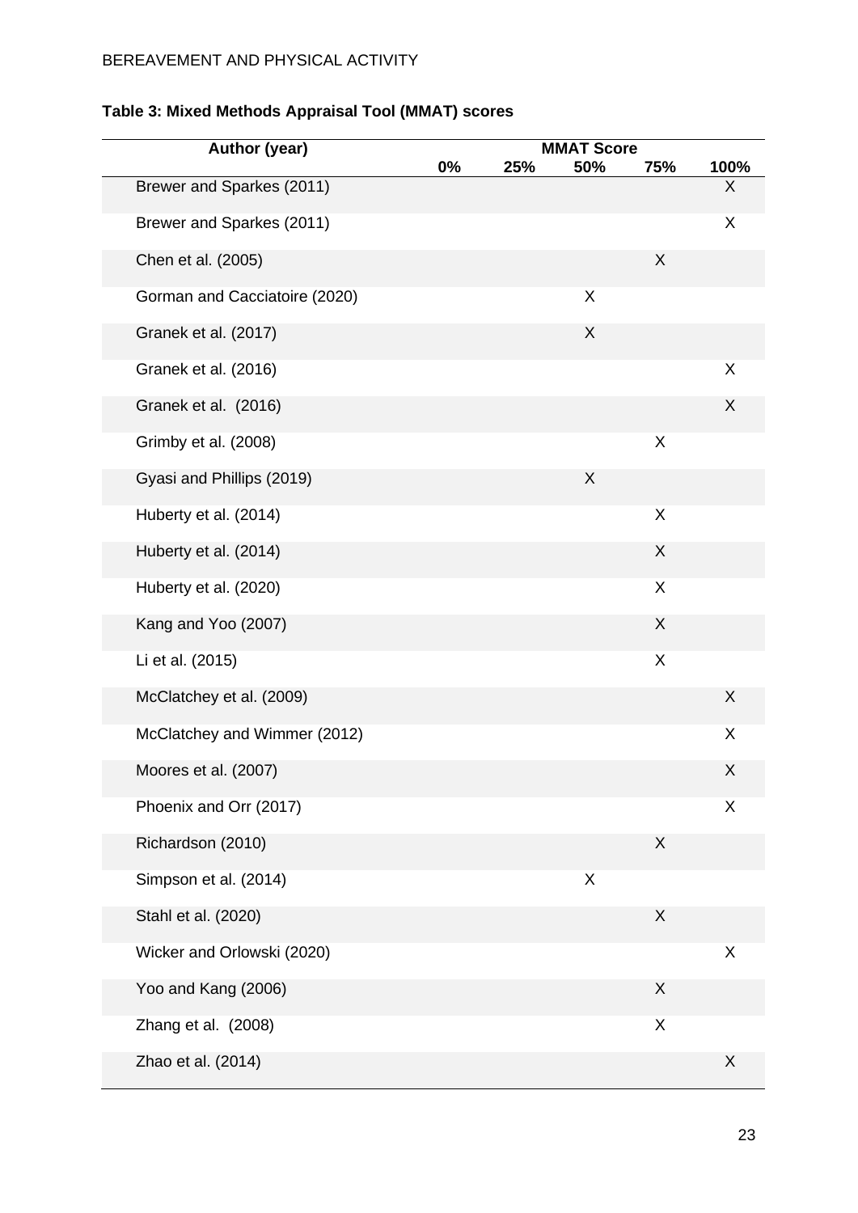**Table 3: Mixed Methods Appraisal Tool (MMAT) scores**

| Author (year) | MMAT Score | | | | |
|---|---|---|---|---|---|
| | 0% | 25% | 50% | 75% | 100% |
| Brewer and Sparkes (2011) | | | | | X |
| Brewer and Sparkes (2011) | | | | | X |
| Chen et al. (2005) | | | | X | |
| Gorman and Cacciatoire (2020) | | | X | | |
| Granek et al. (2017) | | | X | | |
| Granek et al. (2016) | | | | | X |
| Granek et al. (2016) | | | | | X |
| Grimby et al. (2008) | | | | X | |
| Gyasi and Phillips (2019) | | | X | | |
| Huberty et al. (2014) | | | | X | |
| Huberty et al. (2014) | | | | X | |
| Huberty et al. (2020) | | | | X | |
| Kang and Yoo (2007) | | | | X | |
| Li et al. (2015) | | | | X | |
| McClatchey et al. (2009) | | | | | X |
| McClatchey and Wimmer (2012) | | | | | X |
| Moores et al. (2007) | | | | | X |
| Phoenix and Orr (2017) | | | | | X |
| Richardson (2010) | | | | X | |
| Simpson et al. (2014) | | | X | | |
| Stahl et al. (2020) | | | | X | |
| Wicker and Orlowski (2020) | | | | | X |
| Yoo and Kang (2006) | | | | X | |
| Zhang et al. (2008) | | | | X | |
| Zhao et al. (2014) | | | | | X |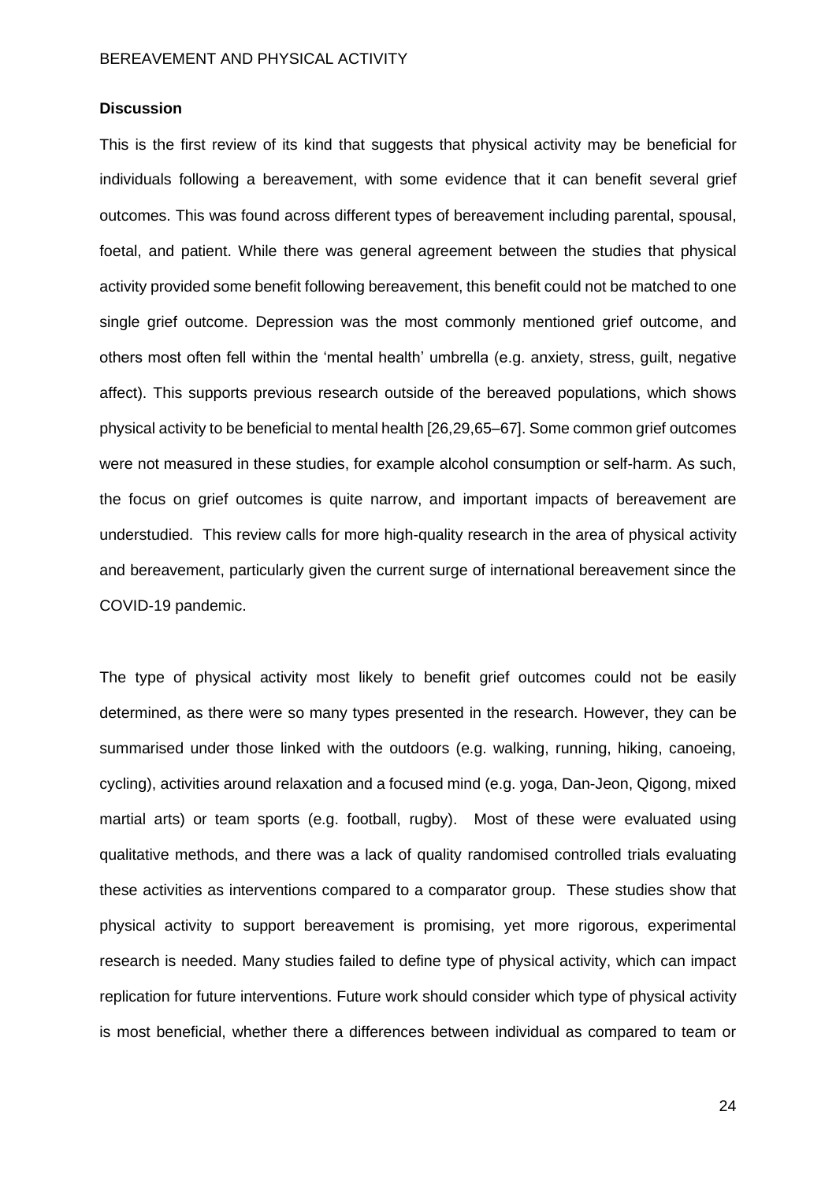**Discussion**

This is the first review of its kind that suggests that physical activity may be beneficial for individuals following a bereavement, with some evidence that it can benefit several grief outcomes. This was found across different types of bereavement including parental, spousal, foetal, and patient. While there was general agreement between the studies that physical activity provided some benefit following bereavement, this benefit could not be matched to one single grief outcome. Depression was the most commonly mentioned grief outcome, and others most often fell within the 'mental health' umbrella (e.g. anxiety, stress, guilt, negative affect). This supports previous research outside of the bereaved populations, which shows physical activity to be beneficial to mental health [26,29,65–67]. Some common grief outcomes were not measured in these studies, for example alcohol consumption or self-harm. As such, the focus on grief outcomes is quite narrow, and important impacts of bereavement are understudied. This review calls for more high-quality research in the area of physical activity and bereavement, particularly given the current surge of international bereavement since the COVID-19 pandemic.

The type of physical activity most likely to benefit grief outcomes could not be easily determined, as there were so many types presented in the research. However, they can be summarised under those linked with the outdoors (e.g. walking, running, hiking, canoeing, cycling), activities around relaxation and a focused mind (e.g. yoga, Dan-Jeon, Qigong, mixed martial arts) or team sports (e.g. football, rugby). Most of these were evaluated using qualitative methods, and there was a lack of quality randomised controlled trials evaluating these activities as interventions compared to a comparator group. These studies show that physical activity to support bereavement is promising, yet more rigorous, experimental research is needed. Many studies failed to define type of physical activity, which can impact replication for future interventions. Future work should consider which type of physical activity is most beneficial, whether there a differences between individual as compared to team or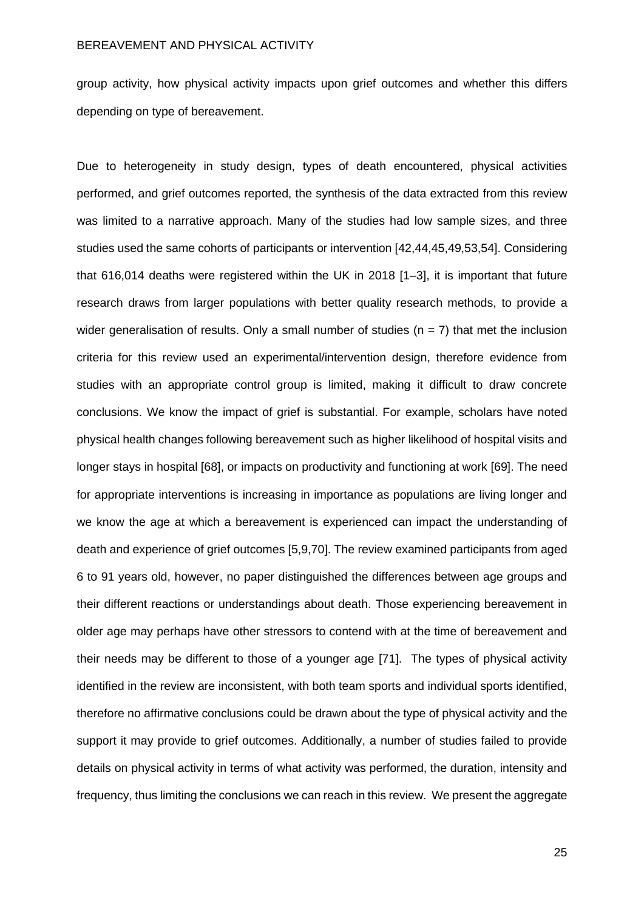group activity, how physical activity impacts upon grief outcomes and whether this differs depending on type of bereavement.

Due to heterogeneity in study design, types of death encountered, physical activities performed, and grief outcomes reported, the synthesis of the data extracted from this review was limited to a narrative approach. Many of the studies had low sample sizes, and three studies used the same cohorts of participants or intervention [42,44,45,49,53,54]. Considering that 616,014 deaths were registered within the UK in 2018 [1–3], it is important that future research draws from larger populations with better quality research methods, to provide a wider generalisation of results. Only a small number of studies ($n = 7$) that met the inclusion criteria for this review used an experimental/intervention design, therefore evidence from studies with an appropriate control group is limited, making it difficult to draw concrete conclusions. We know the impact of grief is substantial. For example, scholars have noted physical health changes following bereavement such as higher likelihood of hospital visits and longer stays in hospital [68], or impacts on productivity and functioning at work [69]. The need for appropriate interventions is increasing in importance as populations are living longer and we know the age at which a bereavement is experienced can impact the understanding of death and experience of grief outcomes [5,9,70]. The review examined participants from aged 6 to 91 years old, however, no paper distinguished the differences between age groups and their different reactions or understandings about death. Those experiencing bereavement in older age may perhaps have other stressors to contend with at the time of bereavement and their needs may be different to those of a younger age [71]. The types of physical activity identified in the review are inconsistent, with both team sports and individual sports identified, therefore no affirmative conclusions could be drawn about the type of physical activity and the support it may provide to grief outcomes. Additionally, a number of studies failed to provide details on physical activity in terms of what activity was performed, the duration, intensity and frequency, thus limiting the conclusions we can reach in this review. We present the aggregate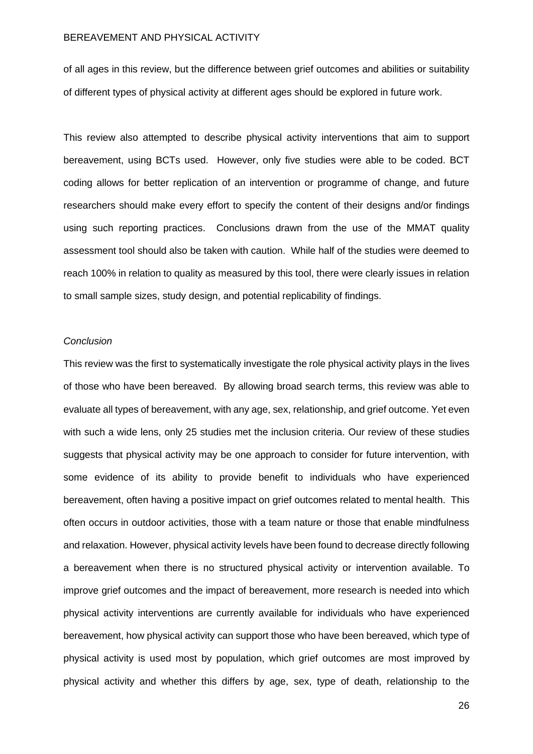of all ages in this review, but the difference between grief outcomes and abilities or suitability of different types of physical activity at different ages should be explored in future work.

This review also attempted to describe physical activity interventions that aim to support bereavement, using BCTs used. However, only five studies were able to be coded. BCT coding allows for better replication of an intervention or programme of change, and future researchers should make every effort to specify the content of their designs and/or findings using such reporting practices. Conclusions drawn from the use of the MMAT quality assessment tool should also be taken with caution. While half of the studies were deemed to reach 100% in relation to quality as measured by this tool, there were clearly issues in relation to small sample sizes, study design, and potential replicability of findings.

*Conclusion*

This review was the first to systematically investigate the role physical activity plays in the lives of those who have been bereaved. By allowing broad search terms, this review was able to evaluate all types of bereavement, with any age, sex, relationship, and grief outcome. Yet even with such a wide lens, only 25 studies met the inclusion criteria. Our review of these studies suggests that physical activity may be one approach to consider for future intervention, with some evidence of its ability to provide benefit to individuals who have experienced bereavement, often having a positive impact on grief outcomes related to mental health. This often occurs in outdoor activities, those with a team nature or those that enable mindfulness and relaxation. However, physical activity levels have been found to decrease directly following a bereavement when there is no structured physical activity or intervention available. To improve grief outcomes and the impact of bereavement, more research is needed into which physical activity interventions are currently available for individuals who have experienced bereavement, how physical activity can support those who have been bereaved, which type of physical activity is used most by population, which grief outcomes are most improved by physical activity and whether this differs by age, sex, type of death, relationship to the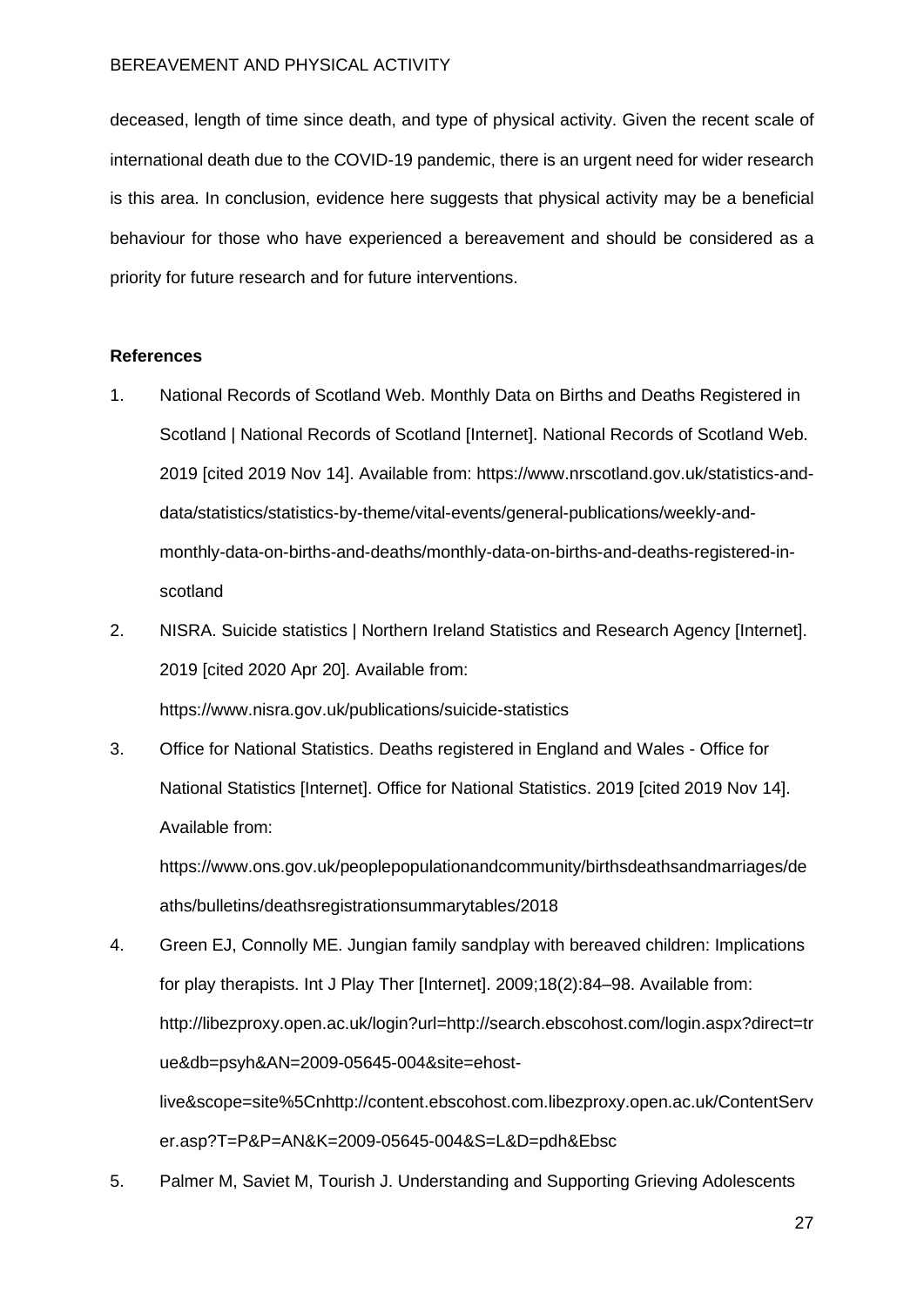deceased, length of time since death, and type of physical activity. Given the recent scale of international death due to the COVID-19 pandemic, there is an urgent need for wider research is this area. In conclusion, evidence here suggests that physical activity may be a beneficial behaviour for those who have experienced a bereavement and should be considered as a priority for future research and for future interventions.

**References**

1. National Records of Scotland Web. Monthly Data on Births and Deaths Registered in Scotland | National Records of Scotland [Internet]. National Records of Scotland Web. 2019 [cited 2019 Nov 14]. Available from: https://www.nrscotland.gov.uk/statistics-and-data/statistics/statistics-by-theme/vital-events/general-publications/weekly-and-monthly-data-on-births-and-deaths/monthly-data-on-births-and-deaths-registered-in-scotland
2. NISRA. Suicide statistics | Northern Ireland Statistics and Research Agency [Internet]. 2019 [cited 2020 Apr 20]. Available from: https://www.nisra.gov.uk/publications/suicide-statistics
3. Office for National Statistics. Deaths registered in England and Wales - Office for National Statistics [Internet]. Office for National Statistics. 2019 [cited 2019 Nov 14]. Available from: https://www.ons.gov.uk/peoplepopulationandcommunity/birthsdeathsandmarriages/deaths/bulletins/deathsregistrationsummarytables/2018
4. Green EJ, Connolly ME. Jungian family sandplay with bereaved children: Implications for play therapists. Int J Play Ther [Internet]. 2009;18(2):84–98. Available from: http://libezproxy.open.ac.uk/login?url=http://search.ebscohost.com/login.aspx?direct=true&db=psyh&AN=2009-05645-004&site=ehost-live&scope=site%5Cnhttp://content.ebscohost.com.libezproxy.open.ac.uk/ContentServer.asp?T=P&P=AN&K=2009-05645-004&S=L&D=pdh&Ebsc
5. Palmer M, Saviet M, Tourish J. Understanding and Supporting Grieving Adolescents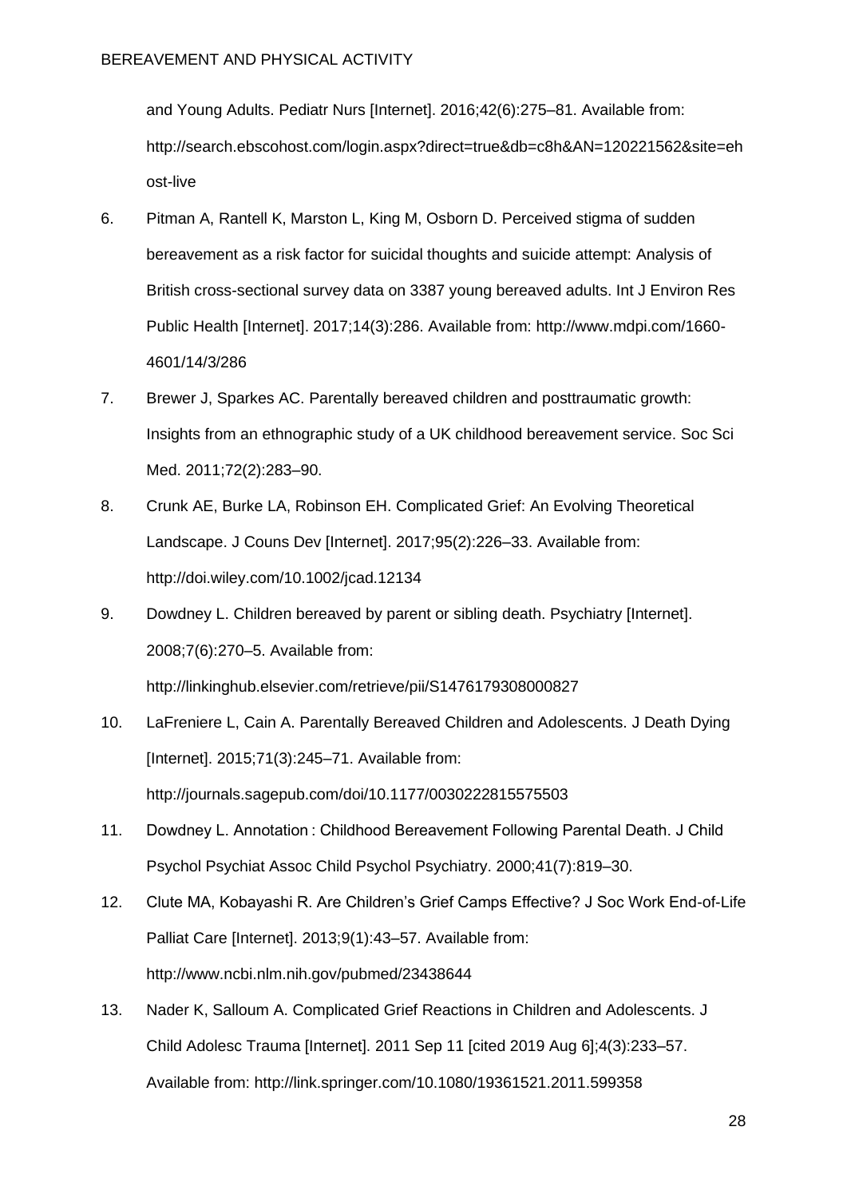and Young Adults. Pediatr Nurs [Internet]. 2016;42(6):275–81. Available from: http://search.ebscohost.com/login.aspx?direct=true&db=c8h&AN=120221562&site=ehost-live

6. Pitman A, Rantell K, Marston L, King M, Osborn D. Perceived stigma of sudden bereavement as a risk factor for suicidal thoughts and suicide attempt: Analysis of British cross-sectional survey data on 3387 young bereaved adults. Int J Environ Res Public Health [Internet]. 2017;14(3):286. Available from: http://www.mdpi.com/1660-4601/14/3/286

7. Brewer J, Sparkes AC. Parentally bereaved children and posttraumatic growth: Insights from an ethnographic study of a UK childhood bereavement service. Soc Sci Med. 2011;72(2):283–90.

8. Crunk AE, Burke LA, Robinson EH. Complicated Grief: An Evolving Theoretical Landscape. J Couns Dev [Internet]. 2017;95(2):226–33. Available from: http://doi.wiley.com/10.1002/jcad.12134

9. Dowdney L. Children bereaved by parent or sibling death. Psychiatry [Internet]. 2008;7(6):270–5. Available from: http://linkinghub.elsevier.com/retrieve/pii/S1476179308000827

10. LaFreniere L, Cain A. Parentally Bereaved Children and Adolescents. J Death Dying [Internet]. 2015;71(3):245–71. Available from: http://journals.sagepub.com/doi/10.1177/0030222815575503

11. Dowdney L. Annotation : Childhood Bereavement Following Parental Death. J Child Psychol Psychiat Assoc Child Psychol Psychiatry. 2000;41(7):819–30.

12. Clute MA, Kobayashi R. Are Children's Grief Camps Effective? J Soc Work End-of-Life Palliat Care [Internet]. 2013;9(1):43–57. Available from: http://www.ncbi.nlm.nih.gov/pubmed/23438644

13. Nader K, Salloum A. Complicated Grief Reactions in Children and Adolescents. J Child Adolesc Trauma [Internet]. 2011 Sep 11 [cited 2019 Aug 6];4(3):233–57. Available from: http://link.springer.com/10.1080/19361521.2011.599358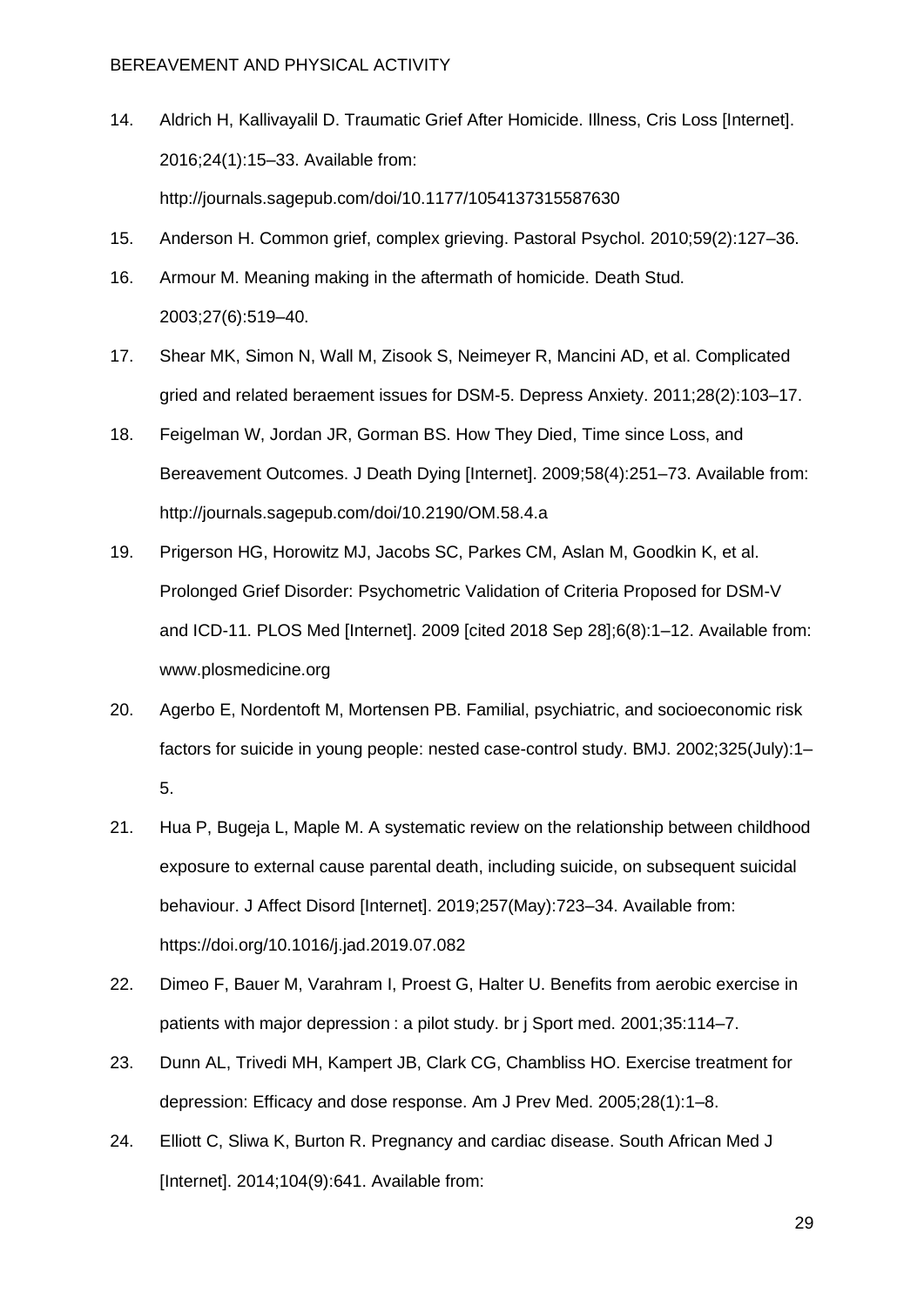14. Aldrich H, Kallivayalil D. Traumatic Grief After Homicide. Illness, Cris Loss [Internet]. 2016;24(1):15–33. Available from: http://journals.sagepub.com/doi/10.1177/1054137315587630
15. Anderson H. Common grief, complex grieving. Pastoral Psychol. 2010;59(2):127–36.
16. Armour M. Meaning making in the aftermath of homicide. Death Stud. 2003;27(6):519–40.
17. Shear MK, Simon N, Wall M, Zisook S, Neimeyer R, Mancini AD, et al. Complicated gried and related beraement issues for DSM-5. Depress Anxiety. 2011;28(2):103–17.
18. Feigelman W, Jordan JR, Gorman BS. How They Died, Time since Loss, and Bereavement Outcomes. J Death Dying [Internet]. 2009;58(4):251–73. Available from: http://journals.sagepub.com/doi/10.2190/OM.58.4.a
19. Prigerson HG, Horowitz MJ, Jacobs SC, Parkes CM, Aslan M, Goodkin K, et al. Prolonged Grief Disorder: Psychometric Validation of Criteria Proposed for DSM-V and ICD-11. PLOS Med [Internet]. 2009 [cited 2018 Sep 28];6(8):1–12. Available from: www.plosmedicine.org
20. Agerbo E, Nordentoft M, Mortensen PB. Familial, psychiatric, and socioeconomic risk factors for suicide in young people: nested case-control study. BMJ. 2002;325(July):1–5.
21. Hua P, Bugeja L, Maple M. A systematic review on the relationship between childhood exposure to external cause parental death, including suicide, on subsequent suicidal behaviour. J Affect Disord [Internet]. 2019;257(May):723–34. Available from: https://doi.org/10.1016/j.jad.2019.07.082
22. Dimeo F, Bauer M, Varahram I, Proest G, Halter U. Benefits from aerobic exercise in patients with major depression : a pilot study. br j Sport med. 2001;35:114–7.
23. Dunn AL, Trivedi MH, Kampert JB, Clark CG, Chambliss HO. Exercise treatment for depression: Efficacy and dose response. Am J Prev Med. 2005;28(1):1–8.
24. Elliott C, Sliwa K, Burton R. Pregnancy and cardiac disease. South African Med J [Internet]. 2014;104(9):641. Available from: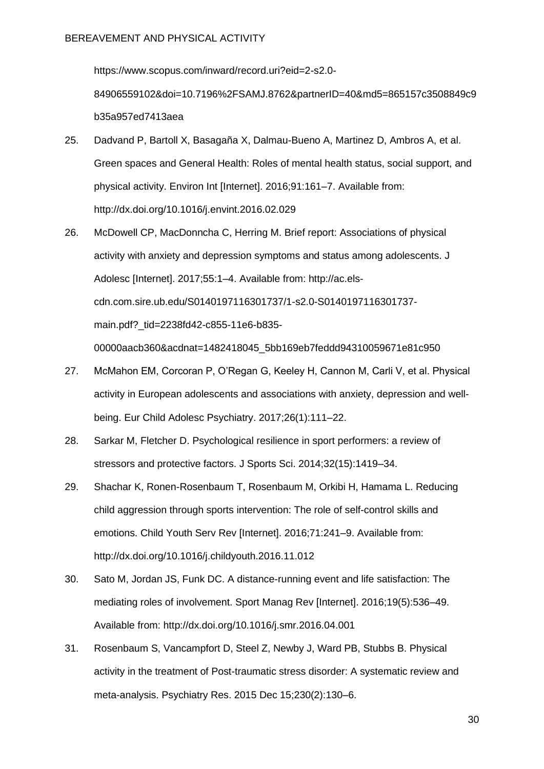https://www.scopus.com/inward/record.uri?eid=2-s2.0-84906559102&doi=10.7196%2FSAMJ.8762&partnerID=40&md5=865157c3508849c9b35a957ed7413aea

25. Dadvand P, Bartoll X, Basagaña X, Dalmau-Bueno A, Martinez D, Ambros A, et al. Green spaces and General Health: Roles of mental health status, social support, and physical activity. Environ Int [Internet]. 2016;91:161–7. Available from: http://dx.doi.org/10.1016/j.envint.2016.02.029

26. McDowell CP, MacDonncha C, Herring M. Brief report: Associations of physical activity with anxiety and depression symptoms and status among adolescents. J Adolesc [Internet]. 2017;55:1–4. Available from: http://ac.els-cdn.com.sire.ub.edu/S0140197116301737/1-s2.0-S0140197116301737-main.pdf?_tid=2238fd42-c855-11e6-b835-00000aacb360&acdnat=1482418045_5bb169eb7feddd94310059671e81c950

27. McMahon EM, Corcoran P, O'Regan G, Keeley H, Cannon M, Carli V, et al. Physical activity in European adolescents and associations with anxiety, depression and well-being. Eur Child Adolesc Psychiatry. 2017;26(1):111–22.

28. Sarkar M, Fletcher D. Psychological resilience in sport performers: a review of stressors and protective factors. J Sports Sci. 2014;32(15):1419–34.

29. Shachar K, Ronen-Rosenbaum T, Rosenbaum M, Orkibi H, Hamama L. Reducing child aggression through sports intervention: The role of self-control skills and emotions. Child Youth Serv Rev [Internet]. 2016;71:241–9. Available from: http://dx.doi.org/10.1016/j.childyouth.2016.11.012

30. Sato M, Jordan JS, Funk DC. A distance-running event and life satisfaction: The mediating roles of involvement. Sport Manag Rev [Internet]. 2016;19(5):536–49. Available from: http://dx.doi.org/10.1016/j.smr.2016.04.001

31. Rosenbaum S, Vancampfort D, Steel Z, Newby J, Ward PB, Stubbs B. Physical activity in the treatment of Post-traumatic stress disorder: A systematic review and meta-analysis. Psychiatry Res. 2015 Dec 15;230(2):130–6.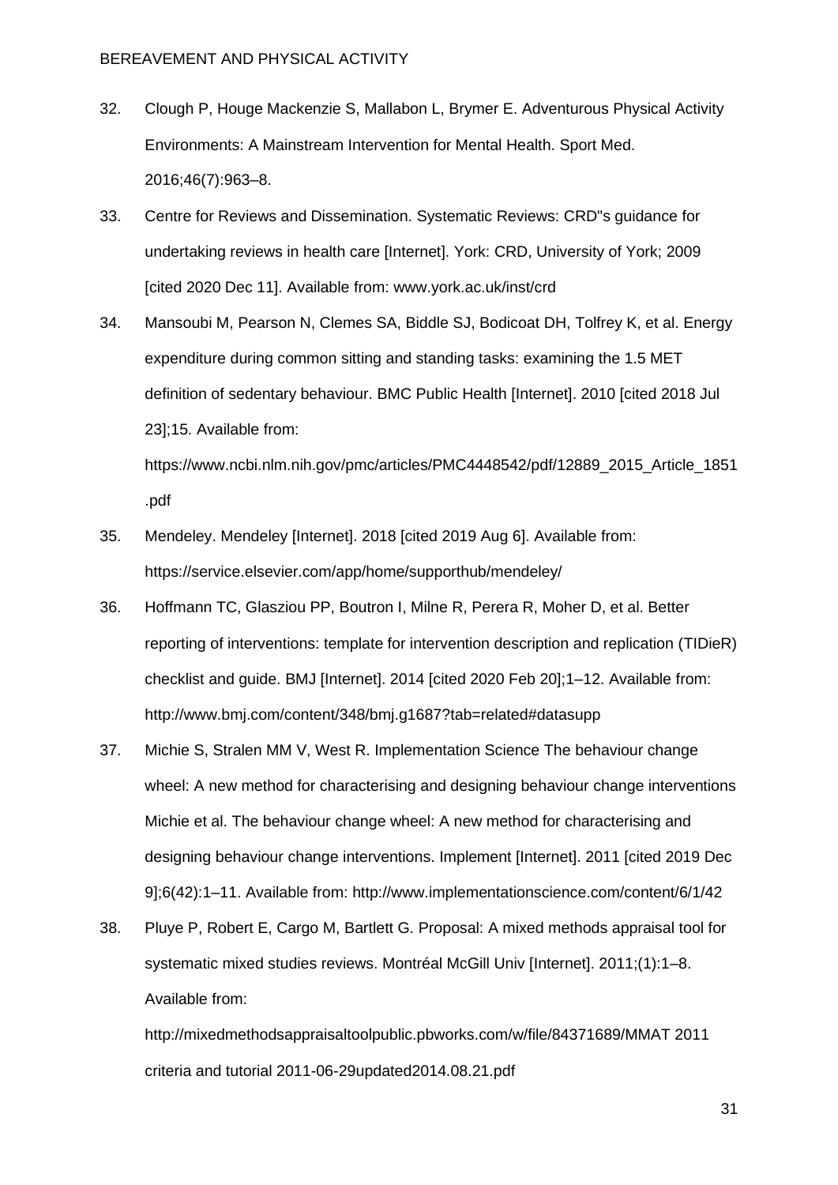32. Clough P, Houge Mackenzie S, Mallabon L, Brymer E. Adventurous Physical Activity Environments: A Mainstream Intervention for Mental Health. Sport Med. 2016;46(7):963–8.
33. Centre for Reviews and Dissemination. Systematic Reviews: CRD"s guidance for undertaking reviews in health care [Internet]. York: CRD, University of York; 2009 [cited 2020 Dec 11]. Available from: www.york.ac.uk/inst/crd
34. Mansoubi M, Pearson N, Clemes SA, Biddle SJ, Bodicoat DH, Tolfrey K, et al. Energy expenditure during common sitting and standing tasks: examining the 1.5 MET definition of sedentary behaviour. BMC Public Health [Internet]. 2010 [cited 2018 Jul 23];15. Available from: https://www.ncbi.nlm.nih.gov/pmc/articles/PMC4448542/pdf/12889_2015_Article_1851.pdf
35. Mendeley. Mendeley [Internet]. 2018 [cited 2019 Aug 6]. Available from: https://service.elsevier.com/app/home/supporthub/mendeley/
36. Hoffmann TC, Glasziou PP, Boutron I, Milne R, Perera R, Moher D, et al. Better reporting of interventions: template for intervention description and replication (TIDieR) checklist and guide. BMJ [Internet]. 2014 [cited 2020 Feb 20];1–12. Available from: http://www.bmj.com/content/348/bmj.g1687?tab=related#datasupp
37. Michie S, Stralen MM V, West R. Implementation Science The behaviour change wheel: A new method for characterising and designing behaviour change interventions Michie et al. The behaviour change wheel: A new method for characterising and designing behaviour change interventions. Implement [Internet]. 2011 [cited 2019 Dec 9];6(42):1–11. Available from: http://www.implementationscience.com/content/6/1/42
38. Pluye P, Robert E, Cargo M, Bartlett G. Proposal: A mixed methods appraisal tool for systematic mixed studies reviews. Montréal McGill Univ [Internet]. 2011;(1):1–8. Available from: http://mixedmethodsappraisaltoolpublic.pbworks.com/w/file/84371689/MMAT 2011 criteria and tutorial 2011-06-29updated2014.08.21.pdf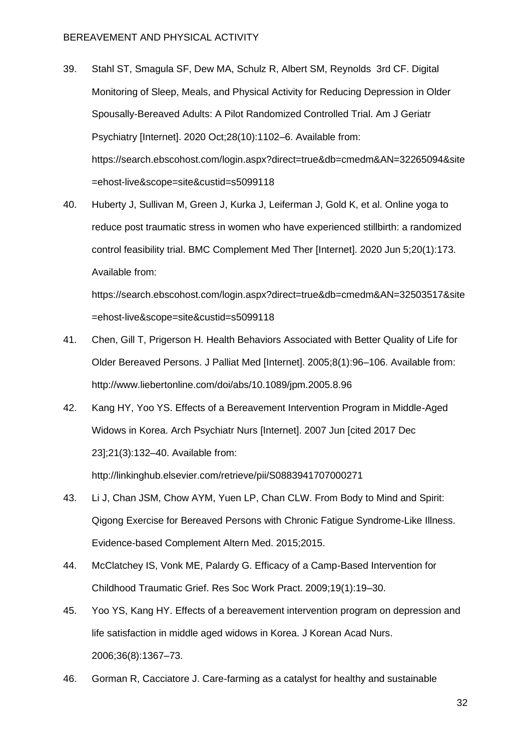39. Stahl ST, Smagula SF, Dew MA, Schulz R, Albert SM, Reynolds 3rd CF. Digital Monitoring of Sleep, Meals, and Physical Activity for Reducing Depression in Older Spousally-Bereaved Adults: A Pilot Randomized Controlled Trial. Am J Geriatr Psychiatry [Internet]. 2020 Oct;28(10):1102–6. Available from: https://search.ebscohost.com/login.aspx?direct=true&db=cmedm&AN=32265094&site=ehost-live&scope=site&custid=s5099118
40. Huberty J, Sullivan M, Green J, Kurka J, Leiferman J, Gold K, et al. Online yoga to reduce post traumatic stress in women who have experienced stillbirth: a randomized control feasibility trial. BMC Complement Med Ther [Internet]. 2020 Jun 5;20(1):173. Available from: https://search.ebscohost.com/login.aspx?direct=true&db=cmedm&AN=32503517&site=ehost-live&scope=site&custid=s5099118
41. Chen, Gill T, Prigerson H. Health Behaviors Associated with Better Quality of Life for Older Bereaved Persons. J Palliat Med [Internet]. 2005;8(1):96–106. Available from: http://www.liebertonline.com/doi/abs/10.1089/jpm.2005.8.96
42. Kang HY, Yoo YS. Effects of a Bereavement Intervention Program in Middle-Aged Widows in Korea. Arch Psychiatr Nurs [Internet]. 2007 Jun [cited 2017 Dec 23];21(3):132–40. Available from: http://linkinghub.elsevier.com/retrieve/pii/S0883941707000271
43. Li J, Chan JSM, Chow AYM, Yuen LP, Chan CLW. From Body to Mind and Spirit: Qigong Exercise for Bereaved Persons with Chronic Fatigue Syndrome-Like Illness. Evidence-based Complement Altern Med. 2015;2015.
44. McClatchey IS, Vonk ME, Palardy G. Efficacy of a Camp-Based Intervention for Childhood Traumatic Grief. Res Soc Work Pract. 2009;19(1):19–30.
45. Yoo YS, Kang HY. Effects of a bereavement intervention program on depression and life satisfaction in middle aged widows in Korea. J Korean Acad Nurs. 2006;36(8):1367–73.
46. Gorman R, Cacciatore J. Care-farming as a catalyst for healthy and sustainable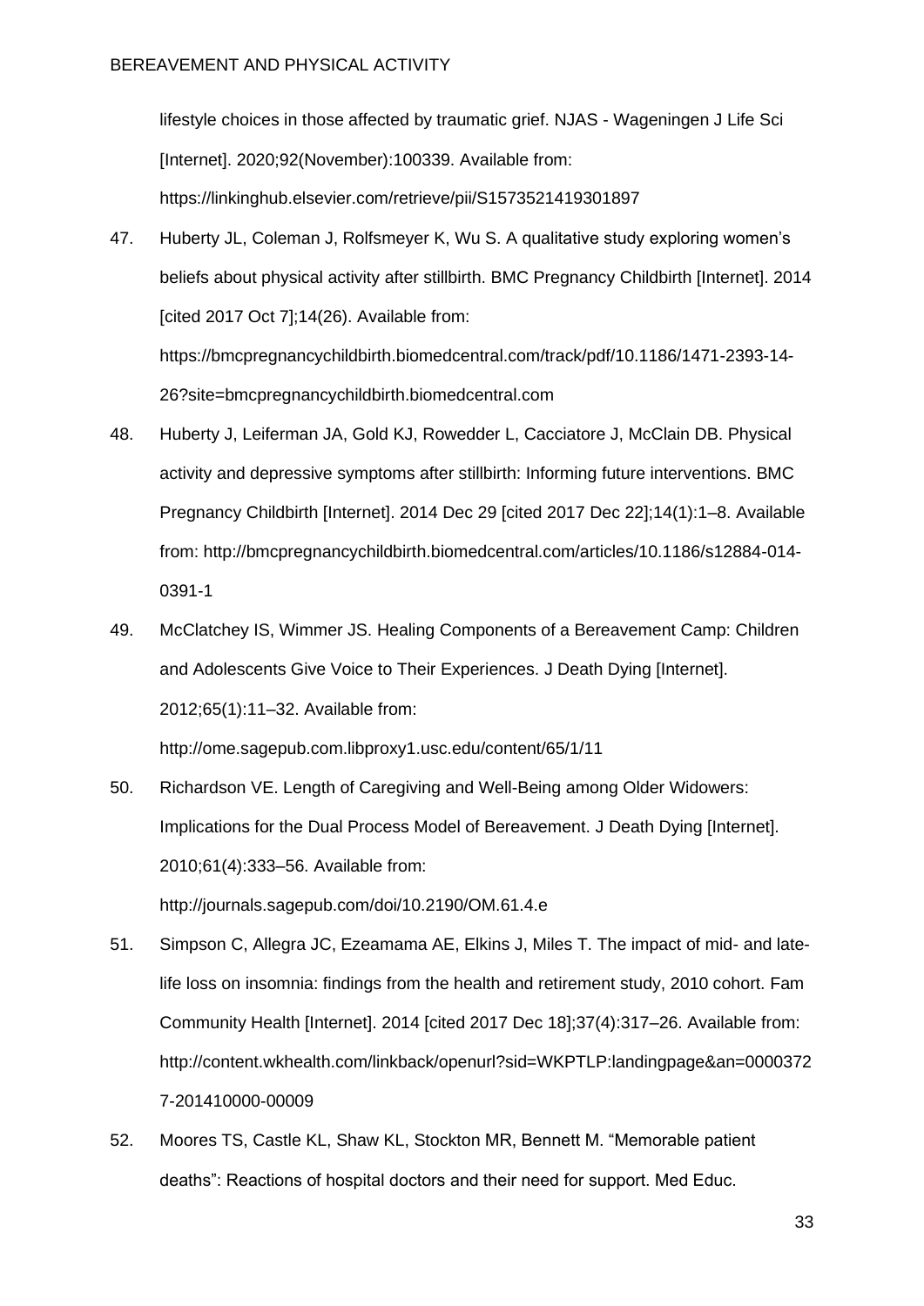lifestyle choices in those affected by traumatic grief. NJAS - Wageningen J Life Sci [Internet]. 2020;92(November):100339. Available from: https://linkinghub.elsevier.com/retrieve/pii/S1573521419301897

47. Huberty JL, Coleman J, Rolfsmeyer K, Wu S. A qualitative study exploring women's beliefs about physical activity after stillbirth. BMC Pregnancy Childbirth [Internet]. 2014 [cited 2017 Oct 7];14(26). Available from: https://bmcpregnancychildbirth.biomedcentral.com/track/pdf/10.1186/1471-2393-14-26?site=bmcpregnancychildbirth.biomedcentral.com

48. Huberty J, Leiferman JA, Gold KJ, Rowedder L, Cacciatore J, McClain DB. Physical activity and depressive symptoms after stillbirth: Informing future interventions. BMC Pregnancy Childbirth [Internet]. 2014 Dec 29 [cited 2017 Dec 22];14(1):1–8. Available from: http://bmcpregnancychildbirth.biomedcentral.com/articles/10.1186/s12884-014-0391-1

49. McClatchey IS, Wimmer JS. Healing Components of a Bereavement Camp: Children and Adolescents Give Voice to Their Experiences. J Death Dying [Internet]. 2012;65(1):11–32. Available from: http://ome.sagepub.com.libproxy1.usc.edu/content/65/1/11

50. Richardson VE. Length of Caregiving and Well-Being among Older Widowers: Implications for the Dual Process Model of Bereavement. J Death Dying [Internet]. 2010;61(4):333–56. Available from: http://journals.sagepub.com/doi/10.2190/OM.61.4.e

51. Simpson C, Allegra JC, Ezeamama AE, Elkins J, Miles T. The impact of mid- and late-life loss on insomnia: findings from the health and retirement study, 2010 cohort. Fam Community Health [Internet]. 2014 [cited 2017 Dec 18];37(4):317–26. Available from: http://content.wkhealth.com/linkback/openurl?sid=WKPTLP:landingpage&an=00003727-201410000-00009

52. Moores TS, Castle KL, Shaw KL, Stockton MR, Bennett M. "Memorable patient deaths": Reactions of hospital doctors and their need for support. Med Educ.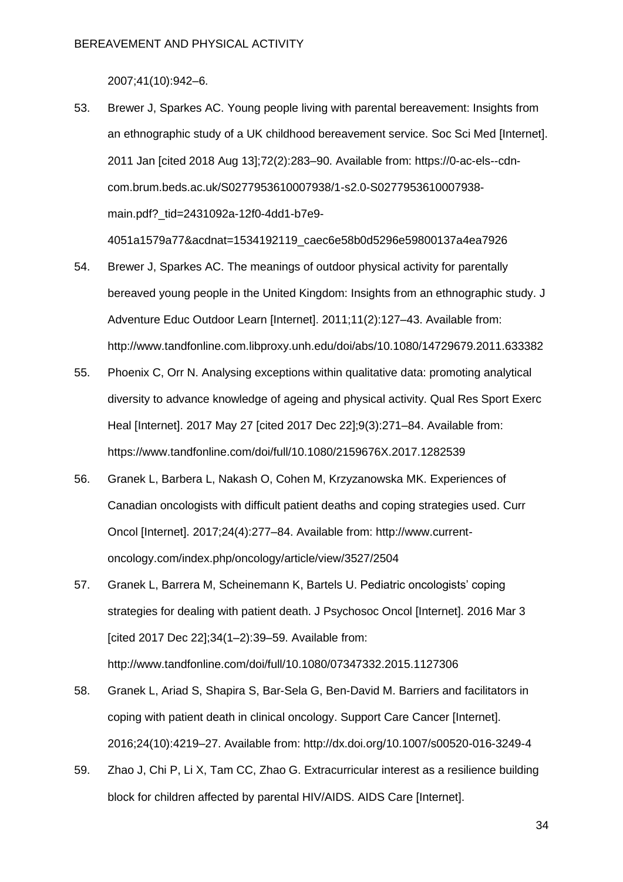2007;41(10):942–6.

53. Brewer J, Sparkes AC. Young people living with parental bereavement: Insights from an ethnographic study of a UK childhood bereavement service. Soc Sci Med [Internet]. 2011 Jan [cited 2018 Aug 13];72(2):283–90. Available from: https://0-ac-els--cdn-com.brum.beds.ac.uk/S0277953610007938/1-s2.0-S0277953610007938-main.pdf?_tid=2431092a-12f0-4dd1-b7e9-4051a1579a77&acdnat=1534192119_caec6e58b0d5296e59800137a4ea7926

54. Brewer J, Sparkes AC. The meanings of outdoor physical activity for parentally bereaved young people in the United Kingdom: Insights from an ethnographic study. J Adventure Educ Outdoor Learn [Internet]. 2011;11(2):127–43. Available from: http://www.tandfonline.com.libproxy.unh.edu/doi/abs/10.1080/14729679.2011.633382

55. Phoenix C, Orr N. Analysing exceptions within qualitative data: promoting analytical diversity to advance knowledge of ageing and physical activity. Qual Res Sport Exerc Heal [Internet]. 2017 May 27 [cited 2017 Dec 22];9(3):271–84. Available from: https://www.tandfonline.com/doi/full/10.1080/2159676X.2017.1282539

56. Granek L, Barbera L, Nakash O, Cohen M, Krzyzanowska MK. Experiences of Canadian oncologists with difficult patient deaths and coping strategies used. Curr Oncol [Internet]. 2017;24(4):277–84. Available from: http://www.current-oncology.com/index.php/oncology/article/view/3527/2504

57. Granek L, Barrera M, Scheinemann K, Bartels U. Pediatric oncologists' coping strategies for dealing with patient death. J Psychosoc Oncol [Internet]. 2016 Mar 3 [cited 2017 Dec 22];34(1–2):39–59. Available from: http://www.tandfonline.com/doi/full/10.1080/07347332.2015.1127306

58. Granek L, Ariad S, Shapira S, Bar-Sela G, Ben-David M. Barriers and facilitators in coping with patient death in clinical oncology. Support Care Cancer [Internet]. 2016;24(10):4219–27. Available from: http://dx.doi.org/10.1007/s00520-016-3249-4

59. Zhao J, Chi P, Li X, Tam CC, Zhao G. Extracurricular interest as a resilience building block for children affected by parental HIV/AIDS. AIDS Care [Internet].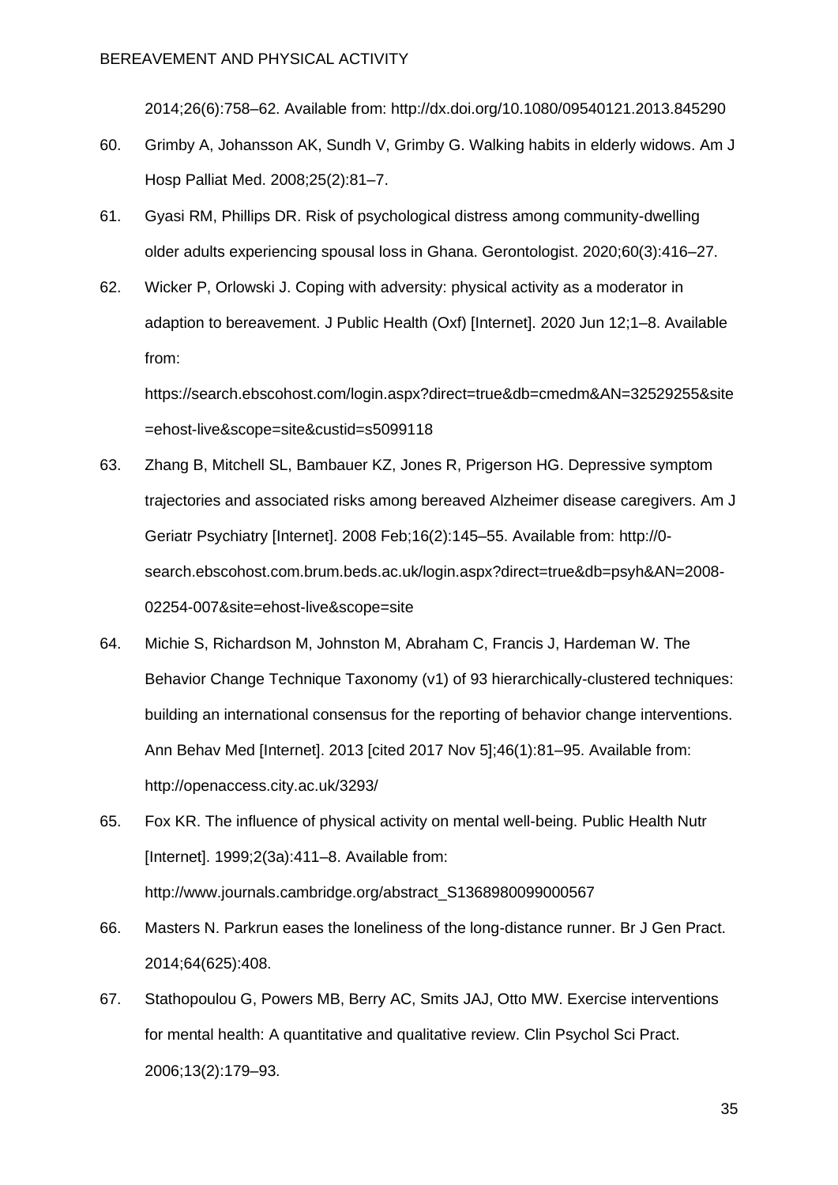2014;26(6):758–62. Available from: http://dx.doi.org/10.1080/09540121.2013.845290

60. Grimby A, Johansson AK, Sundh V, Grimby G. Walking habits in elderly widows. Am J Hosp Palliat Med. 2008;25(2):81–7.

61. Gyasi RM, Phillips DR. Risk of psychological distress among community-dwelling older adults experiencing spousal loss in Ghana. Gerontologist. 2020;60(3):416–27.

62. Wicker P, Orlowski J. Coping with adversity: physical activity as a moderator in adaption to bereavement. J Public Health (Oxf) [Internet]. 2020 Jun 12;1–8. Available from: https://search.ebscohost.com/login.aspx?direct=true&db=cmedm&AN=32529255&site=ehost-live&scope=site&custid=s5099118

63. Zhang B, Mitchell SL, Bambauer KZ, Jones R, Prigerson HG. Depressive symptom trajectories and associated risks among bereaved Alzheimer disease caregivers. Am J Geriatr Psychiatry [Internet]. 2008 Feb;16(2):145–55. Available from: http://0-search.ebscohost.com.brum.beds.ac.uk/login.aspx?direct=true&db=psyh&AN=2008-02254-007&site=ehost-live&scope=site

64. Michie S, Richardson M, Johnston M, Abraham C, Francis J, Hardeman W. The Behavior Change Technique Taxonomy (v1) of 93 hierarchically-clustered techniques: building an international consensus for the reporting of behavior change interventions. Ann Behav Med [Internet]. 2013 [cited 2017 Nov 5];46(1):81–95. Available from: http://openaccess.city.ac.uk/3293/

65. Fox KR. The influence of physical activity on mental well-being. Public Health Nutr [Internet]. 1999;2(3a):411–8. Available from: http://www.journals.cambridge.org/abstract_S1368980099000567

66. Masters N. Parkrun eases the loneliness of the long-distance runner. Br J Gen Pract. 2014;64(625):408.

67. Stathopoulou G, Powers MB, Berry AC, Smits JAJ, Otto MW. Exercise interventions for mental health: A quantitative and qualitative review. Clin Psychol Sci Pract. 2006;13(2):179–93.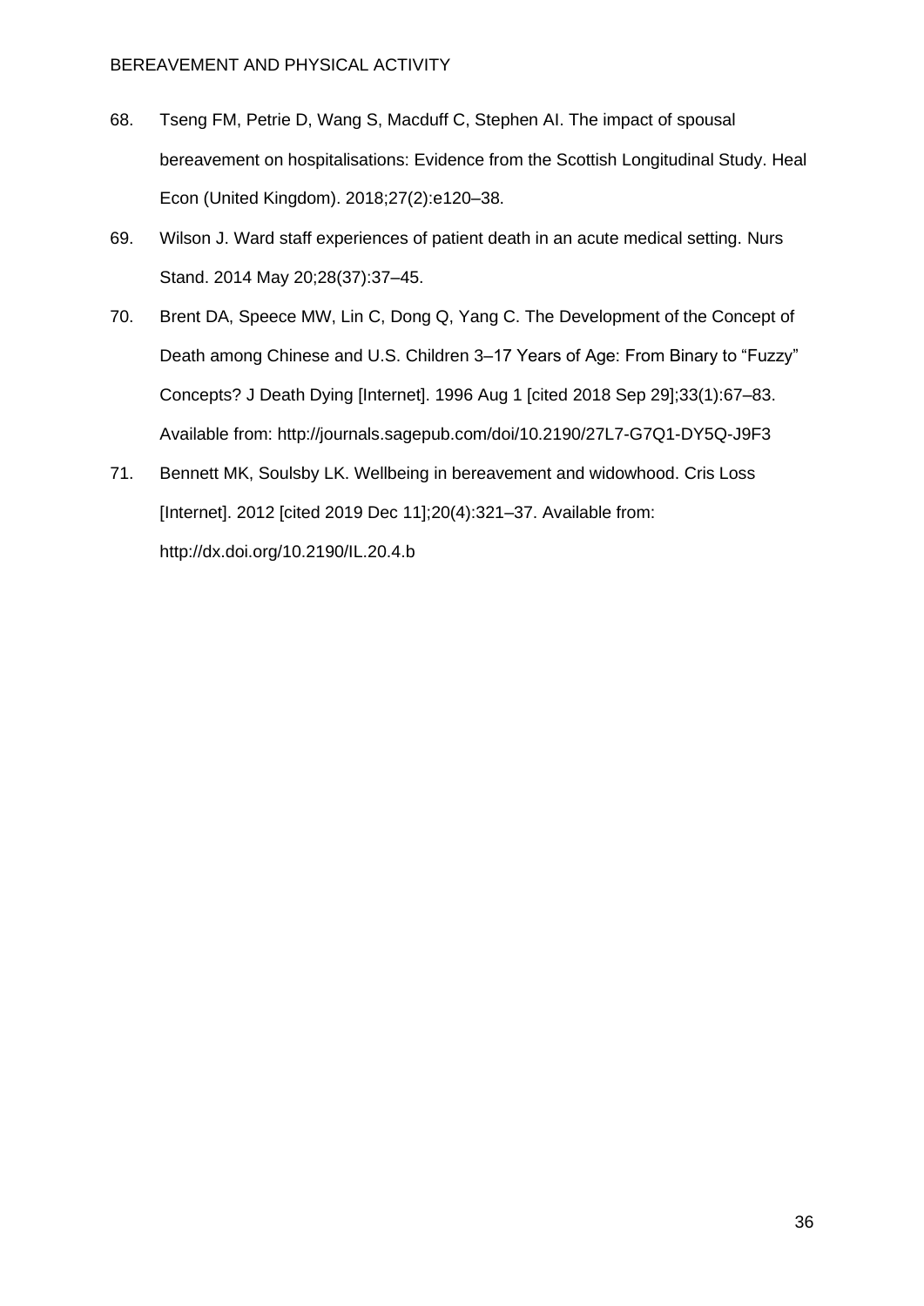68. Tseng FM, Petrie D, Wang S, Macduff C, Stephen AI. The impact of spousal bereavement on hospitalisations: Evidence from the Scottish Longitudinal Study. Heal Econ (United Kingdom). 2018;27(2):e120–38.

69. Wilson J. Ward staff experiences of patient death in an acute medical setting. Nurs Stand. 2014 May 20;28(37):37–45.

70. Brent DA, Speece MW, Lin C, Dong Q, Yang C. The Development of the Concept of Death among Chinese and U.S. Children 3–17 Years of Age: From Binary to “Fuzzy” Concepts? J Death Dying [Internet]. 1996 Aug 1 [cited 2018 Sep 29];33(1):67–83. Available from: http://journals.sagepub.com/doi/10.2190/27L7-G7Q1-DY5Q-J9F3

71. Bennett MK, Soulsby LK. Wellbeing in bereavement and widowhood. Cris Loss [Internet]. 2012 [cited 2019 Dec 11];20(4):321–37. Available from: http://dx.doi.org/10.2190/IL.20.4.b